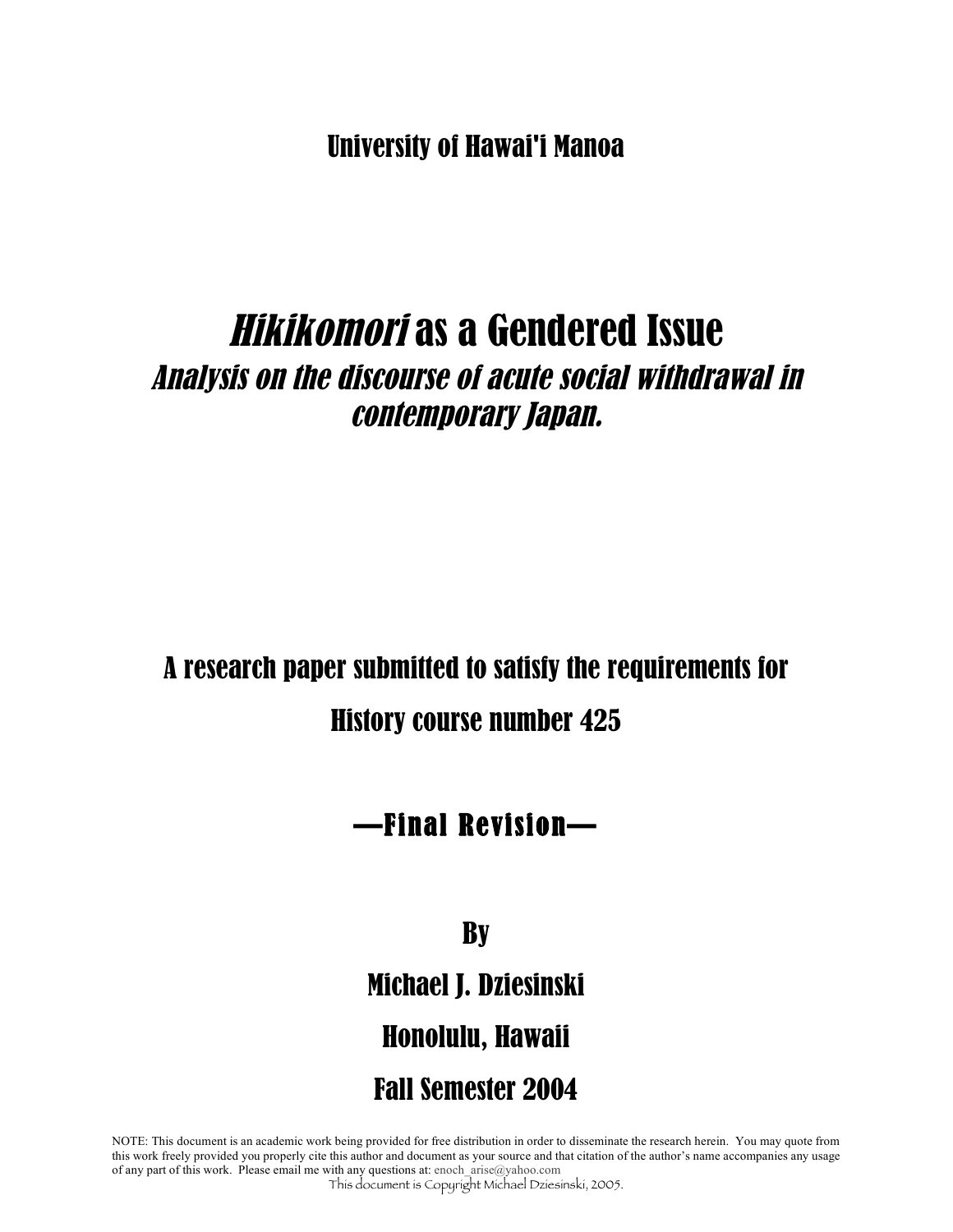University of Hawai'i Manoa

# *Hikikomori* as a Gendered Issue

## *Analysis on the discourse of acute social withdrawal in contemporary Japan.*

A research paper submitted to satisfy the requirements for

History course number 425

**—Final Revision—**

By

Michael J. Dziesinski

Honolulu, Hawaii

Fall Semester 2004

NOTE: This document is an academic work being provided for free distribution in order to disseminate the research herein. You may quote from this work freely provided you properly cite this author and document as your source and that citation of the author's name accompanies any usage of any part of this work. Please email me with any questions at: enoch_arise@yahoo.com

This document is Copyright Michael Dziesinski, 2005.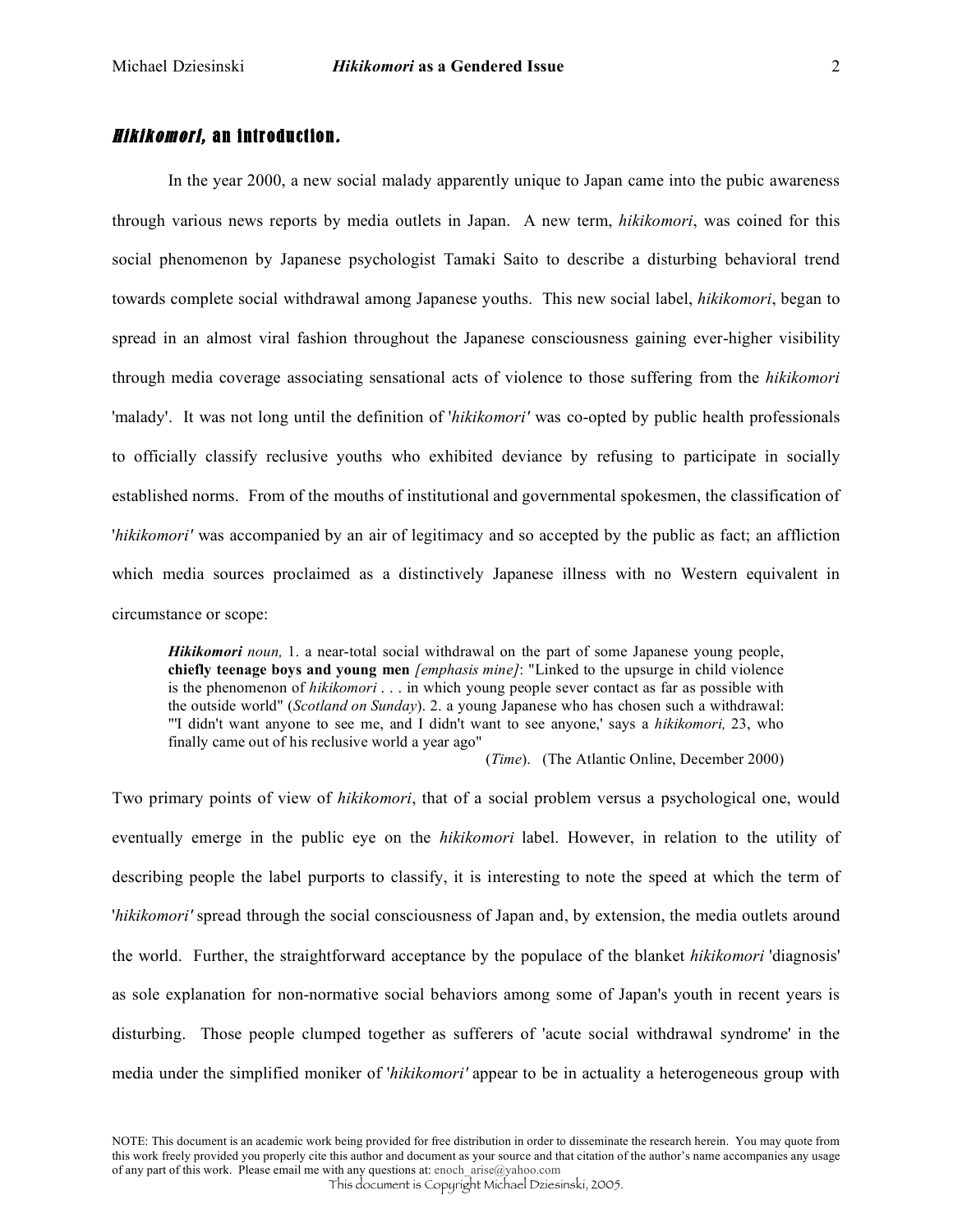## *Hikikomori*, an introduction.

In the year 2000, a new social malady apparently unique to Japan came into the pubic awareness through various news reports by media outlets in Japan. A new term, *hikikomori*, was coined for this social phenomenon by Japanese psychologist Tamaki Saito to describe a disturbing behavioral trend towards complete social withdrawal among Japanese youths. This new social label, *hikikomori*, began to spread in an almost viral fashion throughout the Japanese consciousness gaining ever-higher visibility through media coverage associating sensational acts of violence to those suffering from the *hikikomori* 'malady'. It was not long until the definition of '*hikikomori'* was co-opted by public health professionals to officially classify reclusive youths who exhibited deviance by refusing to participate in socially established norms. From of the mouths of institutional and governmental spokesmen, the classification of '*hikikomori'* was accompanied by an air of legitimacy and so accepted by the public as fact; an affliction which media sources proclaimed as a distinctively Japanese illness with no Western equivalent in circumstance or scope:

> ***Hikikomori*** *noun,* 1. a near-total social withdrawal on the part of some Japanese young people, **chiefly teenage boys and young men** *[emphasis mine]*: "Linked to the upsurge in child violence is the phenomenon of *hikikomori* . . . in which young people sever contact as far as possible with the outside world" (*Scotland on Sunday*). 2. a young Japanese who has chosen such a withdrawal: "'I didn't want anyone to see me, and I didn't want to see anyone,' says a *hikikomori,* 23, who finally came out of his reclusive world a year ago"
> (*Time*). (The Atlantic Online, December 2000)

Two primary points of view of *hikikomori*, that of a social problem versus a psychological one, would eventually emerge in the public eye on the *hikikomori* label. However, in relation to the utility of describing people the label purports to classify, it is interesting to note the speed at which the term of '*hikikomori'* spread through the social consciousness of Japan and, by extension, the media outlets around the world. Further, the straightforward acceptance by the populace of the blanket *hikikomori* 'diagnosis' as sole explanation for non-normative social behaviors among some of Japan's youth in recent years is disturbing. Those people clumped together as sufferers of 'acute social withdrawal syndrome' in the media under the simplified moniker of '*hikikomori'* appear to be in actuality a heterogeneous group with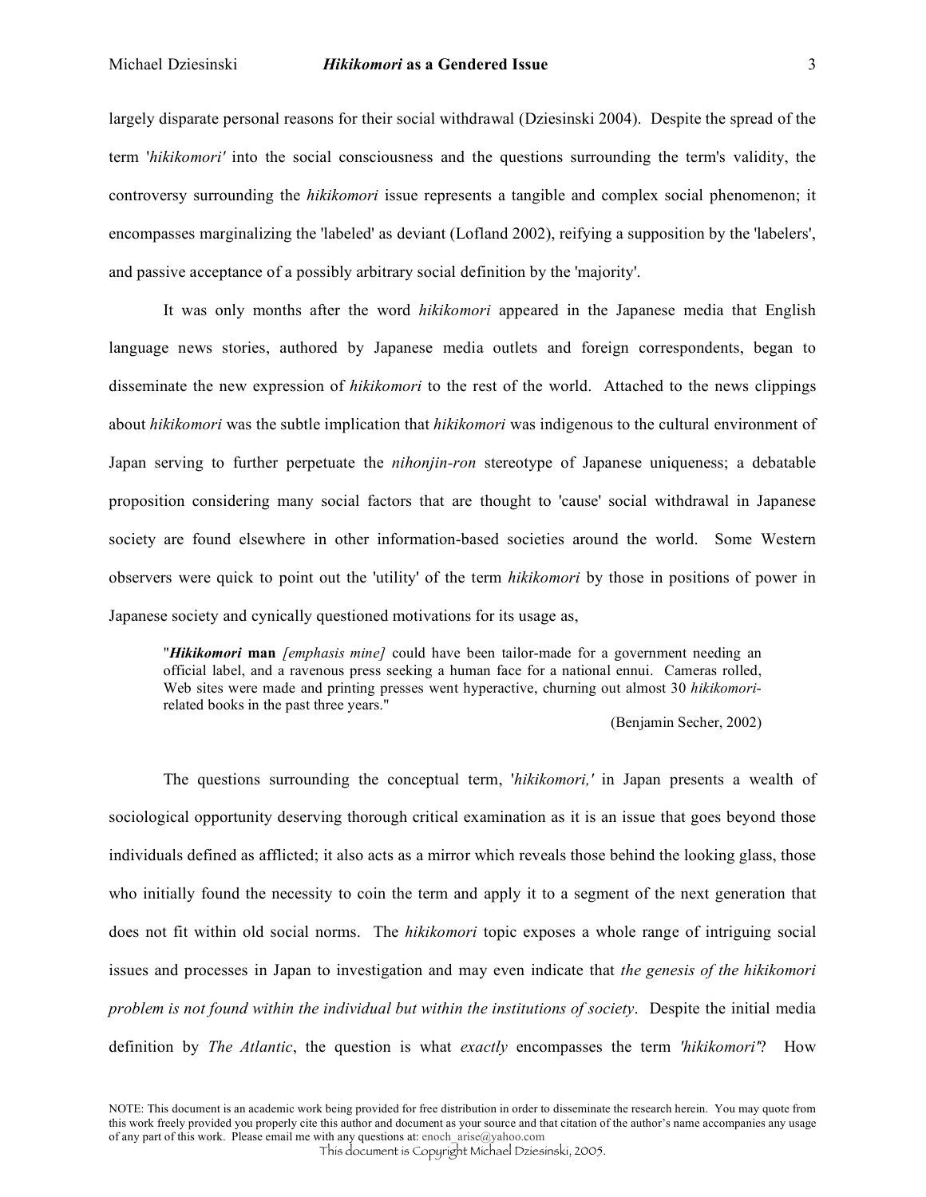largely disparate personal reasons for their social withdrawal (Dziesinski 2004). Despite the spread of the term '*hikikomori'* into the social consciousness and the questions surrounding the term's validity, the controversy surrounding the *hikikomori* issue represents a tangible and complex social phenomenon; it encompasses marginalizing the 'labeled' as deviant (Lofland 2002), reifying a supposition by the 'labelers', and passive acceptance of a possibly arbitrary social definition by the 'majority'.

It was only months after the word *hikikomori* appeared in the Japanese media that English language news stories, authored by Japanese media outlets and foreign correspondents, began to disseminate the new expression of *hikikomori* to the rest of the world. Attached to the news clippings about *hikikomori* was the subtle implication that *hikikomori* was indigenous to the cultural environment of Japan serving to further perpetuate the *nihonjin-ron* stereotype of Japanese uniqueness; a debatable proposition considering many social factors that are thought to 'cause' social withdrawal in Japanese society are found elsewhere in other information-based societies around the world. Some Western observers were quick to point out the 'utility' of the term *hikikomori* by those in positions of power in Japanese society and cynically questioned motivations for its usage as,

> "***Hikikomori*** **man** *[emphasis mine]* could have been tailor-made for a government needing an official label, and a ravenous press seeking a human face for a national ennui. Cameras rolled, Web sites were made and printing presses went hyperactive, churning out almost 30 *hikikomori*-related books in the past three years."
>
> (Benjamin Secher, 2002)

The questions surrounding the conceptual term, '*hikikomori,'* in Japan presents a wealth of sociological opportunity deserving thorough critical examination as it is an issue that goes beyond those individuals defined as afflicted; it also acts as a mirror which reveals those behind the looking glass, those who initially found the necessity to coin the term and apply it to a segment of the next generation that does not fit within old social norms. The *hikikomori* topic exposes a whole range of intriguing social issues and processes in Japan to investigation and may even indicate that *the genesis of the hikikomori problem is not found within the individual but within the institutions of society*. Despite the initial media definition by *The Atlantic*, the question is what *exactly* encompasses the term *'hikikomori'*? How

NOTE: This document is an academic work being provided for free distribution in order to disseminate the research herein. You may quote from this work freely provided you properly cite this author and document as your source and that citation of the author's name accompanies any usage of any part of this work. Please email me with any questions at: enoch_arise@yahoo.com
This document is Copyright Michael Dziesinski, 2005.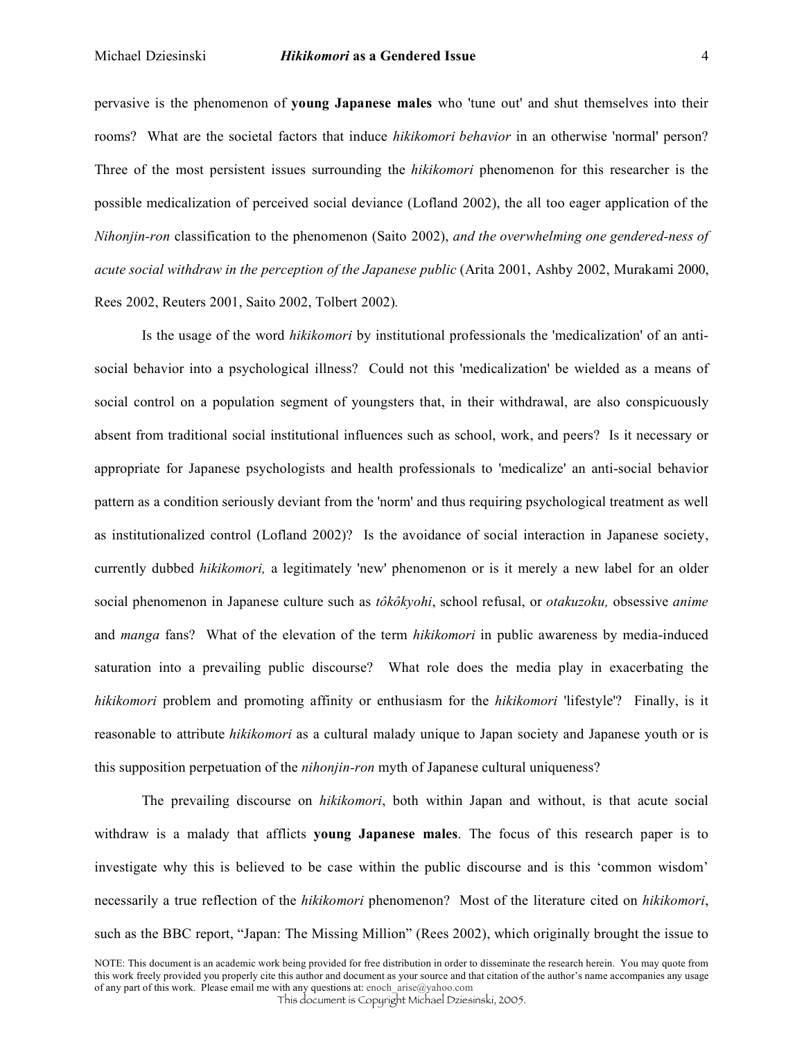pervasive is the phenomenon of **young Japanese males** who 'tune out' and shut themselves into their rooms? What are the societal factors that induce *hikikomori behavior* in an otherwise 'normal' person? Three of the most persistent issues surrounding the *hikikomori* phenomenon for this researcher is the possible medicalization of perceived social deviance (Lofland 2002), the all too eager application of the *Nihonjin-ron* classification to the phenomenon (Saito 2002), *and the overwhelming one gendered-ness of acute social withdraw in the perception of the Japanese public* (Arita 2001, Ashby 2002, Murakami 2000, Rees 2002, Reuters 2001, Saito 2002, Tolbert 2002).

Is the usage of the word *hikikomori* by institutional professionals the 'medicalization' of an anti-social behavior into a psychological illness? Could not this 'medicalization' be wielded as a means of social control on a population segment of youngsters that, in their withdrawal, are also conspicuously absent from traditional social institutional influences such as school, work, and peers? Is it necessary or appropriate for Japanese psychologists and health professionals to 'medicalize' an anti-social behavior pattern as a condition seriously deviant from the 'norm' and thus requiring psychological treatment as well as institutionalized control (Lofland 2002)? Is the avoidance of social interaction in Japanese society, currently dubbed *hikikomori,* a legitimately 'new' phenomenon or is it merely a new label for an older social phenomenon in Japanese culture such as *tôkôkyohi*, school refusal, or *otakuzoku,* obsessive *anime* and *manga* fans? What of the elevation of the term *hikikomori* in public awareness by media-induced saturation into a prevailing public discourse? What role does the media play in exacerbating the *hikikomori* problem and promoting affinity or enthusiasm for the *hikikomori* 'lifestyle'? Finally, is it reasonable to attribute *hikikomori* as a cultural malady unique to Japan society and Japanese youth or is this supposition perpetuation of the *nihonjin-ron* myth of Japanese cultural uniqueness?

The prevailing discourse on *hikikomori*, both within Japan and without, is that acute social withdraw is a malady that afflicts **young Japanese males**. The focus of this research paper is to investigate why this is believed to be case within the public discourse and is this 'common wisdom' necessarily a true reflection of the *hikikomori* phenomenon? Most of the literature cited on *hikikomori*, such as the BBC report, "Japan: The Missing Million" (Rees 2002), which originally brought the issue to

NOTE: This document is an academic work being provided for free distribution in order to disseminate the research herein. You may quote from this work freely provided you properly cite this author and document as your source and that citation of the author's name accompanies any usage of any part of this work. Please email me with any questions at: enoch_arise@yahoo.com

This document is Copyright Michael Dziesinski, 2005.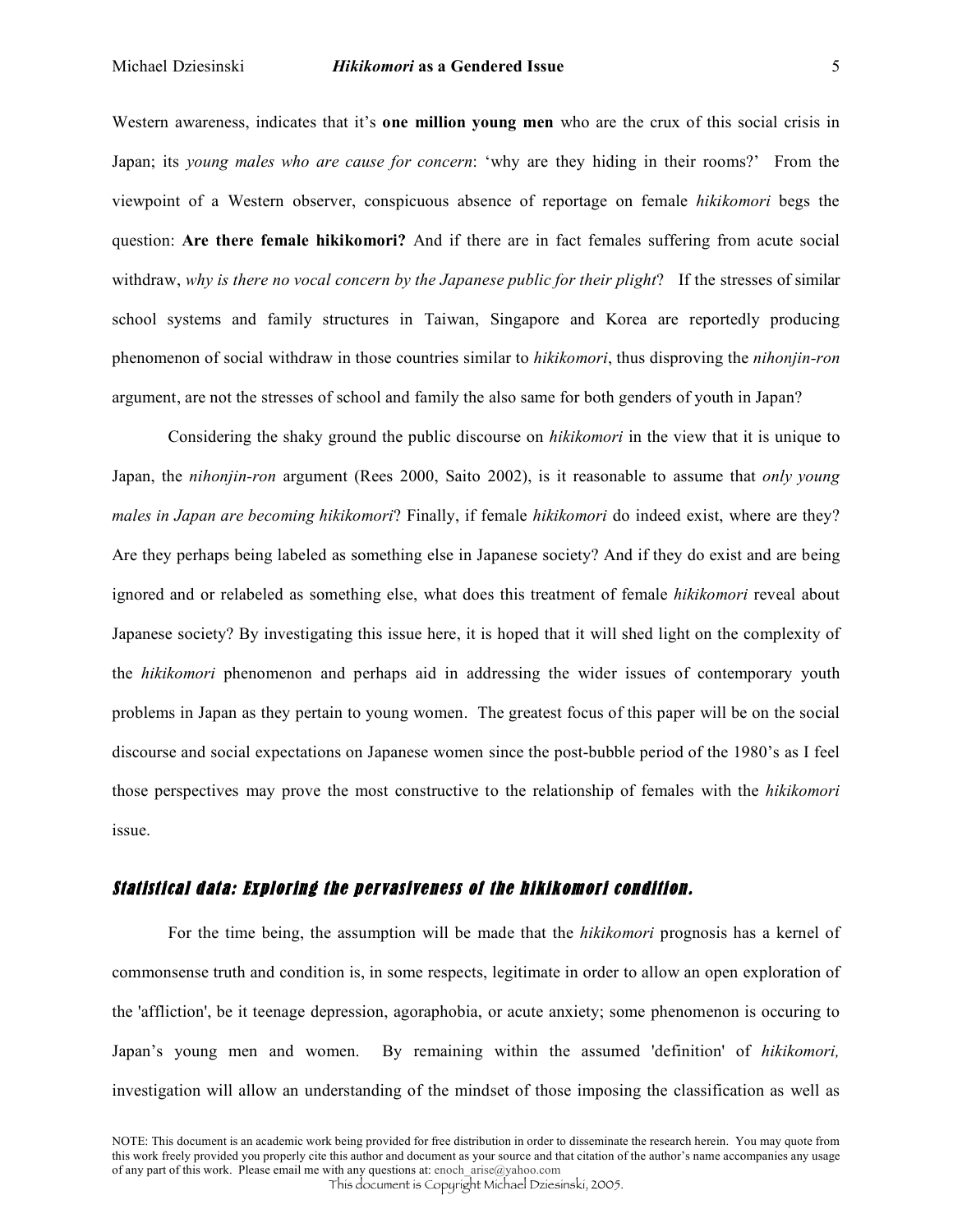Western awareness, indicates that it's **one million young men** who are the crux of this social crisis in Japan; its *young males who are cause for concern*: 'why are they hiding in their rooms?' From the viewpoint of a Western observer, conspicuous absence of reportage on female *hikikomori* begs the question: **Are there female hikikomori?** And if there are in fact females suffering from acute social withdraw, *why is there no vocal concern by the Japanese public for their plight*? If the stresses of similar school systems and family structures in Taiwan, Singapore and Korea are reportedly producing phenomenon of social withdraw in those countries similar to *hikikomori*, thus disproving the *nihonjin-ron* argument, are not the stresses of school and family the also same for both genders of youth in Japan?

Considering the shaky ground the public discourse on *hikikomori* in the view that it is unique to Japan, the *nihonjin-ron* argument (Rees 2000, Saito 2002), is it reasonable to assume that *only young males in Japan are becoming hikikomori*? Finally, if female *hikikomori* do indeed exist, where are they? Are they perhaps being labeled as something else in Japanese society? And if they do exist and are being ignored and or relabeled as something else, what does this treatment of female *hikikomori* reveal about Japanese society? By investigating this issue here, it is hoped that it will shed light on the complexity of the *hikikomori* phenomenon and perhaps aid in addressing the wider issues of contemporary youth problems in Japan as they pertain to young women. The greatest focus of this paper will be on the social discourse and social expectations on Japanese women since the post-bubble period of the 1980's as I feel those perspectives may prove the most constructive to the relationship of females with the *hikikomori* issue.

## *Statistical data: Exploring the pervasiveness of the hikikomori condition.*

For the time being, the assumption will be made that the *hikikomori* prognosis has a kernel of commonsense truth and condition is, in some respects, legitimate in order to allow an open exploration of the 'affliction', be it teenage depression, agoraphobia, or acute anxiety; some phenomenon is occuring to Japan's young men and women. By remaining within the assumed 'definition' of *hikikomori,* investigation will allow an understanding of the mindset of those imposing the classification as well as

NOTE: This document is an academic work being provided for free distribution in order to disseminate the research herein. You may quote from this work freely provided you properly cite this author and document as your source and that citation of the author's name accompanies any usage of any part of this work. Please email me with any questions at: enoch_arise@yahoo.com
This document is Copyright Michael Dziesinski, 2005.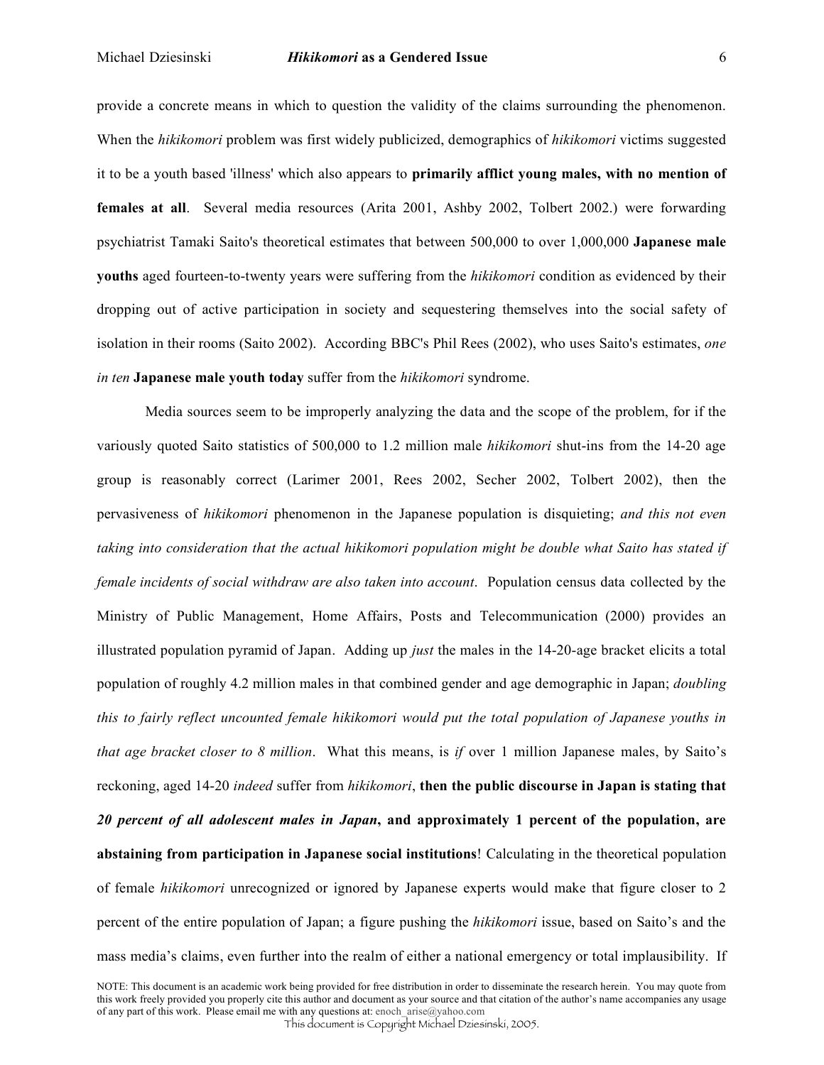provide a concrete means in which to question the validity of the claims surrounding the phenomenon. When the *hikikomori* problem was first widely publicized, demographics of *hikikomori* victims suggested it to be a youth based 'illness' which also appears to **primarily afflict young males, with no mention of females at all**. Several media resources (Arita 2001, Ashby 2002, Tolbert 2002.) were forwarding psychiatrist Tamaki Saito's theoretical estimates that between 500,000 to over 1,000,000 **Japanese male youths** aged fourteen-to-twenty years were suffering from the *hikikomori* condition as evidenced by their dropping out of active participation in society and sequestering themselves into the social safety of isolation in their rooms (Saito 2002). According BBC's Phil Rees (2002), who uses Saito's estimates, *one in ten* **Japanese male youth today** suffer from the *hikikomori* syndrome.

Media sources seem to be improperly analyzing the data and the scope of the problem, for if the variously quoted Saito statistics of 500,000 to 1.2 million male *hikikomori* shut-ins from the 14-20 age group is reasonably correct (Larimer 2001, Rees 2002, Secher 2002, Tolbert 2002), then the pervasiveness of *hikikomori* phenomenon in the Japanese population is disquieting; *and this not even taking into consideration that the actual hikikomori population might be double what Saito has stated if female incidents of social withdraw are also taken into account*. Population census data collected by the Ministry of Public Management, Home Affairs, Posts and Telecommunication (2000) provides an illustrated population pyramid of Japan. Adding up *just* the males in the 14-20-age bracket elicits a total population of roughly 4.2 million males in that combined gender and age demographic in Japan; *doubling this to fairly reflect uncounted female hikikomori would put the total population of Japanese youths in that age bracket closer to 8 million*. What this means, is *if* over 1 million Japanese males, by Saito's reckoning, aged 14-20 *indeed* suffer from *hikikomori*, **then the public discourse in Japan is stating that *20 percent of all adolescent males in Japan*, and approximately 1 percent of the population, are abstaining from participation in Japanese social institutions**! Calculating in the theoretical population of female *hikikomori* unrecognized or ignored by Japanese experts would make that figure closer to 2 percent of the entire population of Japan; a figure pushing the *hikikomori* issue, based on Saito's and the mass media's claims, even further into the realm of either a national emergency or total implausibility. If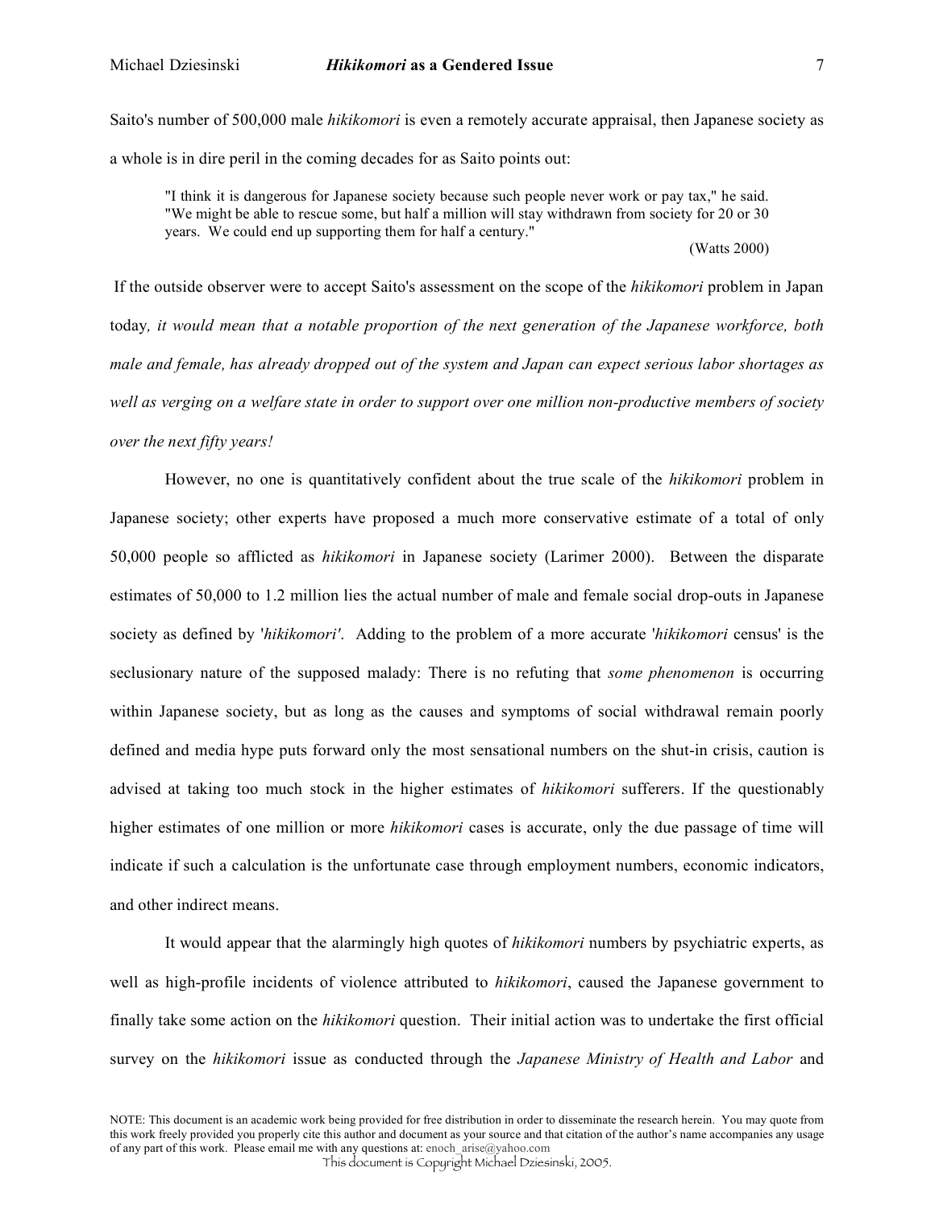Saito's number of 500,000 male *hikikomori* is even a remotely accurate appraisal, then Japanese society as a whole is in dire peril in the coming decades for as Saito points out:

> "I think it is dangerous for Japanese society because such people never work or pay tax," he said. "We might be able to rescue some, but half a million will stay withdrawn from society for 20 or 30 years. We could end up supporting them for half a century."
>
> (Watts 2000)

If the outside observer were to accept Saito's assessment on the scope of the *hikikomori* problem in Japan today*, it would mean that a notable proportion of the next generation of the Japanese workforce, both male and female, has already dropped out of the system and Japan can expect serious labor shortages as well as verging on a welfare state in order to support over one million non-productive members of society over the next fifty years!*

However, no one is quantitatively confident about the true scale of the *hikikomori* problem in Japanese society; other experts have proposed a much more conservative estimate of a total of only 50,000 people so afflicted as *hikikomori* in Japanese society (Larimer 2000). Between the disparate estimates of 50,000 to 1.2 million lies the actual number of male and female social drop-outs in Japanese society as defined by '*hikikomori'*. Adding to the problem of a more accurate '*hikikomori* census' is the seclusionary nature of the supposed malady: There is no refuting that *some phenomenon* is occurring within Japanese society, but as long as the causes and symptoms of social withdrawal remain poorly defined and media hype puts forward only the most sensational numbers on the shut-in crisis, caution is advised at taking too much stock in the higher estimates of *hikikomori* sufferers. If the questionably higher estimates of one million or more *hikikomori* cases is accurate, only the due passage of time will indicate if such a calculation is the unfortunate case through employment numbers, economic indicators, and other indirect means.

It would appear that the alarmingly high quotes of *hikikomori* numbers by psychiatric experts, as well as high-profile incidents of violence attributed to *hikikomori*, caused the Japanese government to finally take some action on the *hikikomori* question. Their initial action was to undertake the first official survey on the *hikikomori* issue as conducted through the *Japanese Ministry of Health and Labor* and

NOTE: This document is an academic work being provided for free distribution in order to disseminate the research herein. You may quote from this work freely provided you properly cite this author and document as your source and that citation of the author's name accompanies any usage of any part of this work. Please email me with any questions at: enoch_arise@yahoo.com
This document is Copyright Michael Dziesinski, 2005.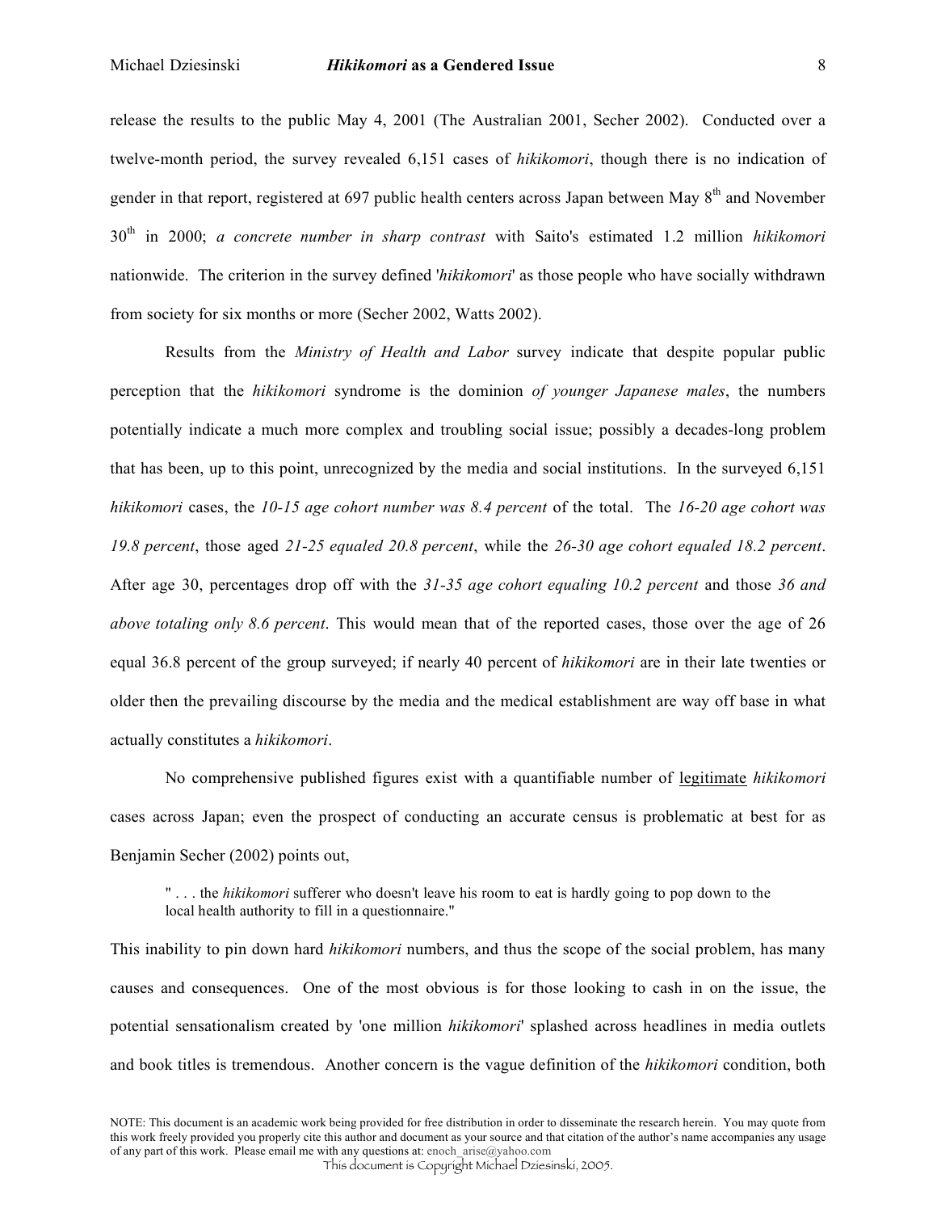release the results to the public May 4, 2001 (The Australian 2001, Secher 2002). Conducted over a twelve-month period, the survey revealed 6,151 cases of *hikikomori*, though there is no indication of gender in that report, registered at 697 public health centers across Japan between May 8th and November 30th in 2000; *a concrete number in sharp contrast* with Saito's estimated 1.2 million *hikikomori* nationwide. The criterion in the survey defined '*hikikomori*' as those people who have socially withdrawn from society for six months or more (Secher 2002, Watts 2002).

Results from the *Ministry of Health and Labor* survey indicate that despite popular public perception that the *hikikomori* syndrome is the dominion *of younger Japanese males*, the numbers potentially indicate a much more complex and troubling social issue; possibly a decades-long problem that has been, up to this point, unrecognized by the media and social institutions. In the surveyed 6,151 *hikikomori* cases, the *10-15 age cohort number was 8.4 percent* of the total. The *16-20 age cohort was 19.8 percent*, those aged *21-25 equaled 20.8 percent*, while the *26-30 age cohort equaled 18.2 percent*. After age 30, percentages drop off with the *31-35 age cohort equaling 10.2 percent* and those *36 and above totaling only 8.6 percent*. This would mean that of the reported cases, those over the age of 26 equal 36.8 percent of the group surveyed; if nearly 40 percent of *hikikomori* are in their late twenties or older then the prevailing discourse by the media and the medical establishment are way off base in what actually constitutes a *hikikomori*.

No comprehensive published figures exist with a quantifiable number of <u>legitimate</u> *hikikomori* cases across Japan; even the prospect of conducting an accurate census is problematic at best for as Benjamin Secher (2002) points out,

> " . . . the *hikikomori* sufferer who doesn't leave his room to eat is hardly going to pop down to the local health authority to fill in a questionnaire."

This inability to pin down hard *hikikomori* numbers, and thus the scope of the social problem, has many causes and consequences. One of the most obvious is for those looking to cash in on the issue, the potential sensationalism created by 'one million *hikikomori*' splashed across headlines in media outlets and book titles is tremendous. Another concern is the vague definition of the *hikikomori* condition, both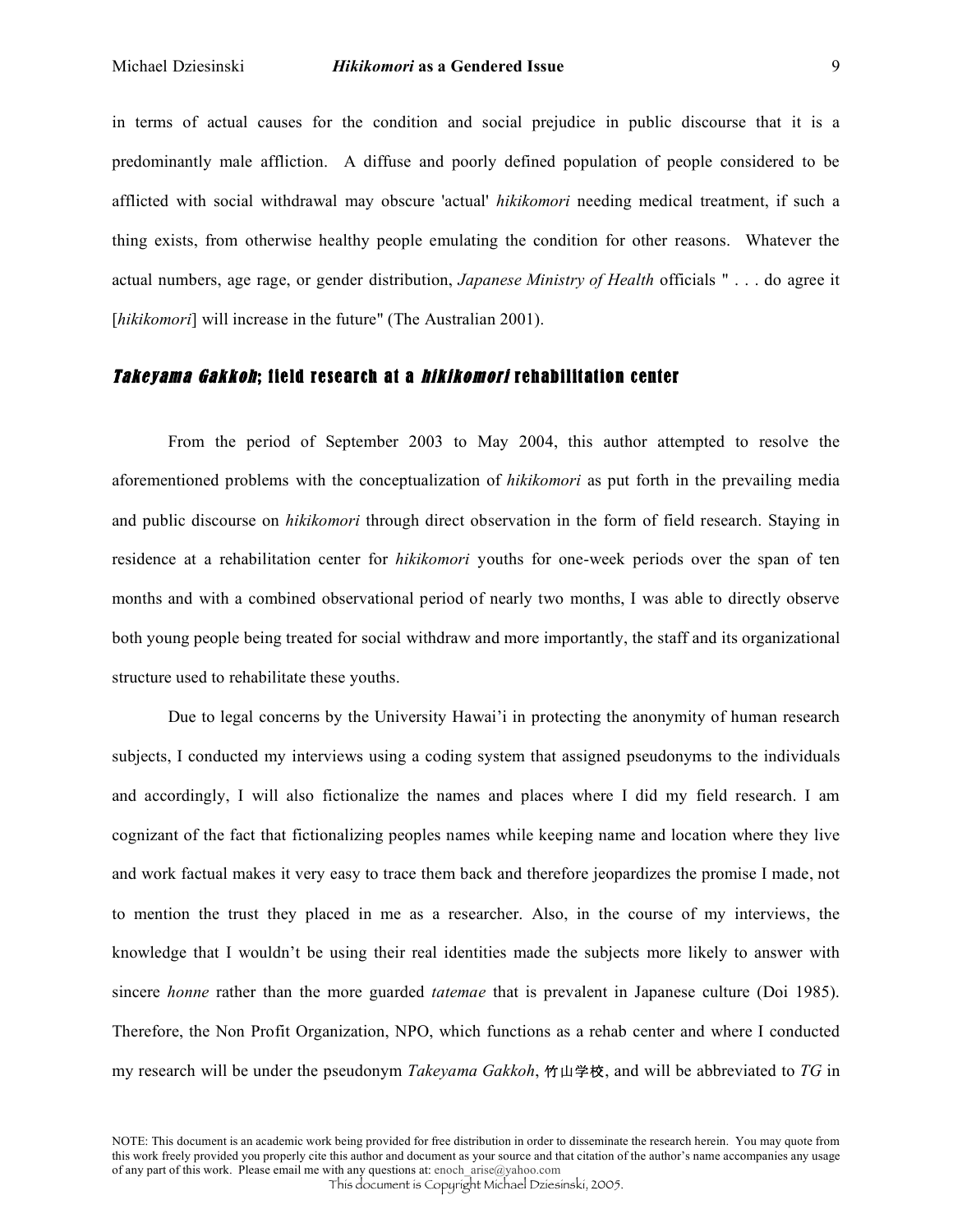in terms of actual causes for the condition and social prejudice in public discourse that it is a predominantly male affliction. A diffuse and poorly defined population of people considered to be afflicted with social withdrawal may obscure 'actual' *hikikomori* needing medical treatment, if such a thing exists, from otherwise healthy people emulating the condition for other reasons. Whatever the actual numbers, age rage, or gender distribution, *Japanese Ministry of Health* officials " . . . do agree it [*hikikomori*] will increase in the future" (The Australian 2001).

## *Takeyama Gakkoh*; field research at a *hikikomori* rehabilitation center

From the period of September 2003 to May 2004, this author attempted to resolve the aforementioned problems with the conceptualization of *hikikomori* as put forth in the prevailing media and public discourse on *hikikomori* through direct observation in the form of field research. Staying in residence at a rehabilitation center for *hikikomori* youths for one-week periods over the span of ten months and with a combined observational period of nearly two months, I was able to directly observe both young people being treated for social withdraw and more importantly, the staff and its organizational structure used to rehabilitate these youths.

Due to legal concerns by the University Hawai'i in protecting the anonymity of human research subjects, I conducted my interviews using a coding system that assigned pseudonyms to the individuals and accordingly, I will also fictionalize the names and places where I did my field research. I am cognizant of the fact that fictionalizing peoples names while keeping name and location where they live and work factual makes it very easy to trace them back and therefore jeopardizes the promise I made, not to mention the trust they placed in me as a researcher. Also, in the course of my interviews, the knowledge that I wouldn't be using their real identities made the subjects more likely to answer with sincere *honne* rather than the more guarded *tatemae* that is prevalent in Japanese culture (Doi 1985). Therefore, the Non Profit Organization, NPO, which functions as a rehab center and where I conducted my research will be under the pseudonym *Takeyama Gakkoh*, 竹山学校, and will be abbreviated to *TG* in

NOTE: This document is an academic work being provided for free distribution in order to disseminate the research herein. You may quote from this work freely provided you properly cite this author and document as your source and that citation of the author's name accompanies any usage of any part of this work. Please email me with any questions at: enoch_arise@yahoo.com

This document is Copyright Michael Dziesinski, 2005.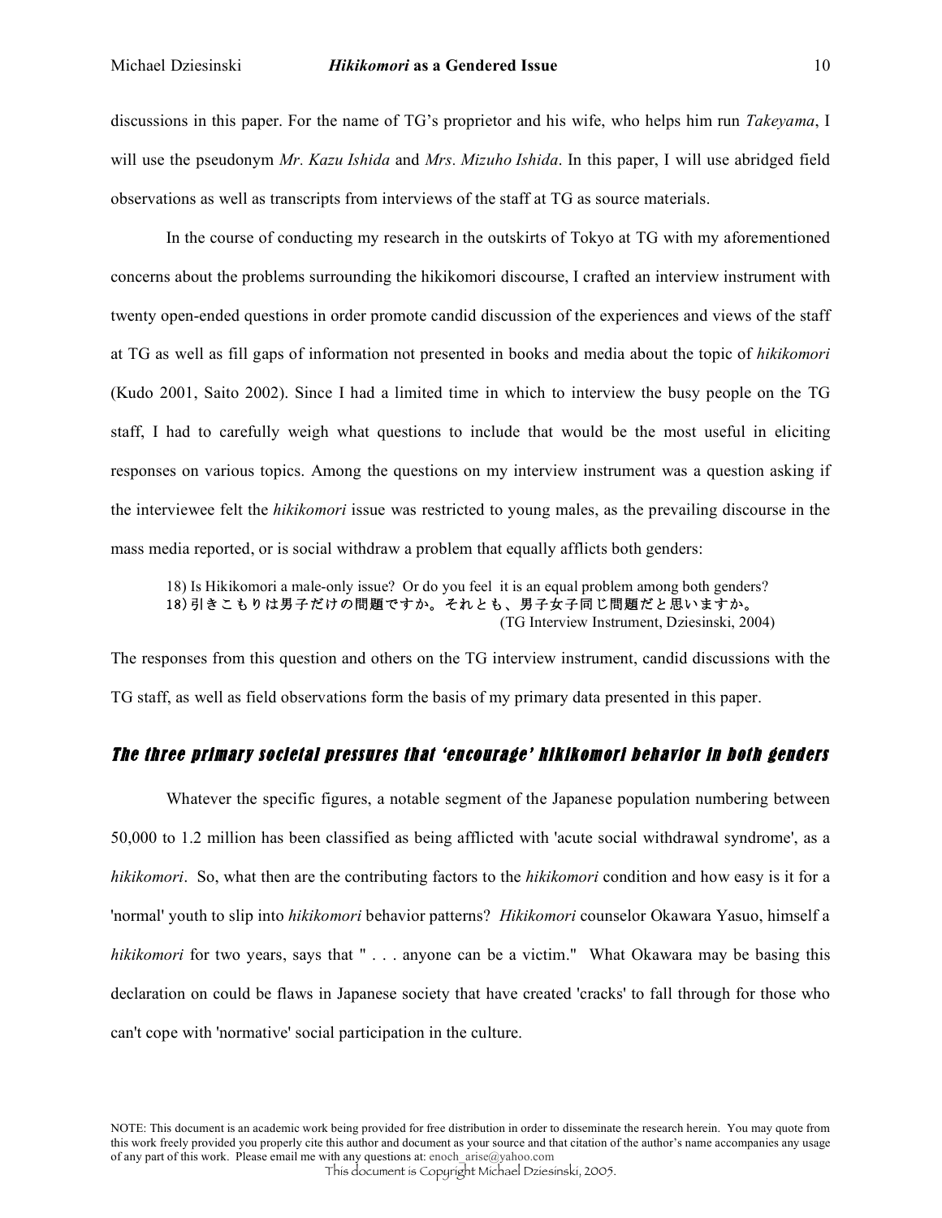discussions in this paper. For the name of TG's proprietor and his wife, who helps him run *Takeyama*, I will use the pseudonym *Mr. Kazu Ishida* and *Mrs. Mizuho Ishida*. In this paper, I will use abridged field observations as well as transcripts from interviews of the staff at TG as source materials.

In the course of conducting my research in the outskirts of Tokyo at TG with my aforementioned concerns about the problems surrounding the hikikomori discourse, I crafted an interview instrument with twenty open-ended questions in order promote candid discussion of the experiences and views of the staff at TG as well as fill gaps of information not presented in books and media about the topic of *hikikomori* (Kudo 2001, Saito 2002). Since I had a limited time in which to interview the busy people on the TG staff, I had to carefully weigh what questions to include that would be the most useful in eliciting responses on various topics. Among the questions on my interview instrument was a question asking if the interviewee felt the *hikikomori* issue was restricted to young males, as the prevailing discourse in the mass media reported, or is social withdraw a problem that equally afflicts both genders:

> 18) Is Hikikomori a male-only issue? Or do you feel it is an equal problem among both genders?
> 18) 引きこもりは男子だけの問題ですか。それとも、男子女子同じ問題だと思いますか。
> (TG Interview Instrument, Dziesinski, 2004)

The responses from this question and others on the TG interview instrument, candid discussions with the TG staff, as well as field observations form the basis of my primary data presented in this paper.

## *The three primary societal pressures that 'encourage' hikikomori behavior in both genders*

Whatever the specific figures, a notable segment of the Japanese population numbering between 50,000 to 1.2 million has been classified as being afflicted with 'acute social withdrawal syndrome', as a *hikikomori*. So, what then are the contributing factors to the *hikikomori* condition and how easy is it for a 'normal' youth to slip into *hikikomori* behavior patterns? *Hikikomori* counselor Okawara Yasuo, himself a *hikikomori* for two years, says that " . . . anyone can be a victim." What Okawara may be basing this declaration on could be flaws in Japanese society that have created 'cracks' to fall through for those who can't cope with 'normative' social participation in the culture.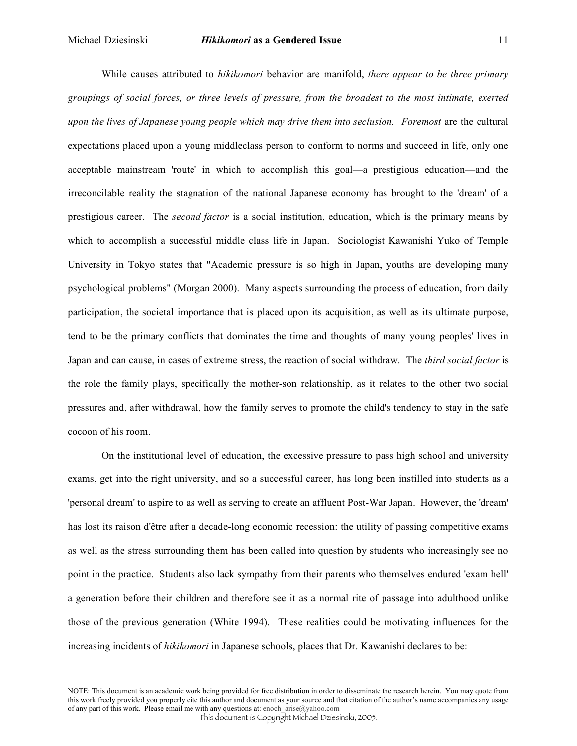While causes attributed to *hikikomori* behavior are manifold, *there appear to be three primary groupings of social forces, or three levels of pressure, from the broadest to the most intimate, exerted upon the lives of Japanese young people which may drive them into seclusion. Foremost* are the cultural expectations placed upon a young middleclass person to conform to norms and succeed in life, only one acceptable mainstream 'route' in which to accomplish this goal—a prestigious education—and the irreconcilable reality the stagnation of the national Japanese economy has brought to the 'dream' of a prestigious career. The *second factor* is a social institution, education, which is the primary means by which to accomplish a successful middle class life in Japan. Sociologist Kawanishi Yuko of Temple University in Tokyo states that "Academic pressure is so high in Japan, youths are developing many psychological problems" (Morgan 2000). Many aspects surrounding the process of education, from daily participation, the societal importance that is placed upon its acquisition, as well as its ultimate purpose, tend to be the primary conflicts that dominates the time and thoughts of many young peoples' lives in Japan and can cause, in cases of extreme stress, the reaction of social withdraw. The *third social factor* is the role the family plays, specifically the mother-son relationship, as it relates to the other two social pressures and, after withdrawal, how the family serves to promote the child's tendency to stay in the safe cocoon of his room.

On the institutional level of education, the excessive pressure to pass high school and university exams, get into the right university, and so a successful career, has long been instilled into students as a 'personal dream' to aspire to as well as serving to create an affluent Post-War Japan. However, the 'dream' has lost its raison d'être after a decade-long economic recession: the utility of passing competitive exams as well as the stress surrounding them has been called into question by students who increasingly see no point in the practice. Students also lack sympathy from their parents who themselves endured 'exam hell' a generation before their children and therefore see it as a normal rite of passage into adulthood unlike those of the previous generation (White 1994). These realities could be motivating influences for the increasing incidents of *hikikomori* in Japanese schools, places that Dr. Kawanishi declares to be: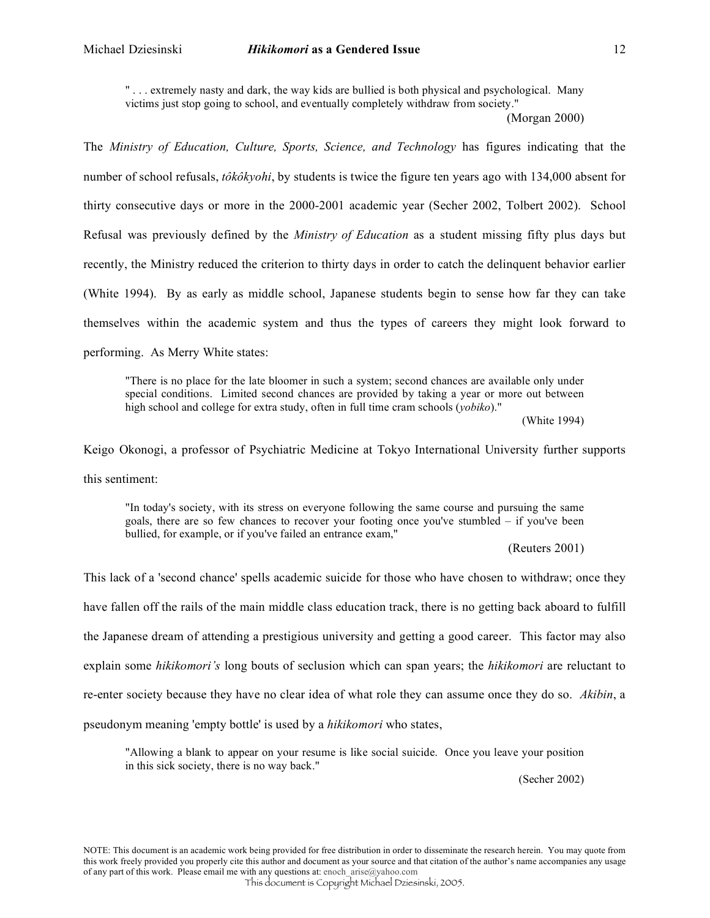> " . . . extremely nasty and dark, the way kids are bullied is both physical and psychological. Many victims just stop going to school, and eventually completely withdraw from society."
>
> (Morgan 2000)

The *Ministry of Education, Culture, Sports, Science, and Technology* has figures indicating that the number of school refusals, *tôkôkyohi*, by students is twice the figure ten years ago with 134,000 absent for thirty consecutive days or more in the 2000-2001 academic year (Secher 2002, Tolbert 2002). School Refusal was previously defined by the *Ministry of Education* as a student missing fifty plus days but recently, the Ministry reduced the criterion to thirty days in order to catch the delinquent behavior earlier (White 1994). By as early as middle school, Japanese students begin to sense how far they can take themselves within the academic system and thus the types of careers they might look forward to performing. As Merry White states:

> "There is no place for the late bloomer in such a system; second chances are available only under special conditions. Limited second chances are provided by taking a year or more out between high school and college for extra study, often in full time cram schools (*yobiko*)."
>
> (White 1994)

Keigo Okonogi, a professor of Psychiatric Medicine at Tokyo International University further supports this sentiment:

> "In today's society, with its stress on everyone following the same course and pursuing the same goals, there are so few chances to recover your footing once you've stumbled – if you've been bullied, for example, or if you've failed an entrance exam,"
>
> (Reuters 2001)

This lack of a 'second chance' spells academic suicide for those who have chosen to withdraw; once they have fallen off the rails of the main middle class education track, there is no getting back aboard to fulfill the Japanese dream of attending a prestigious university and getting a good career. This factor may also explain some *hikikomori's* long bouts of seclusion which can span years; the *hikikomori* are reluctant to re-enter society because they have no clear idea of what role they can assume once they do so. *Akibin*, a pseudonym meaning 'empty bottle' is used by a *hikikomori* who states,

> "Allowing a blank to appear on your resume is like social suicide. Once you leave your position in this sick society, there is no way back."
>
> (Secher 2002)

NOTE: This document is an academic work being provided for free distribution in order to disseminate the research herein. You may quote from this work freely provided you properly cite this author and document as your source and that citation of the author's name accompanies any usage of any part of this work. Please email me with any questions at: enoch_arise@yahoo.com

This document is Copyright Michael Dziesinski, 2005.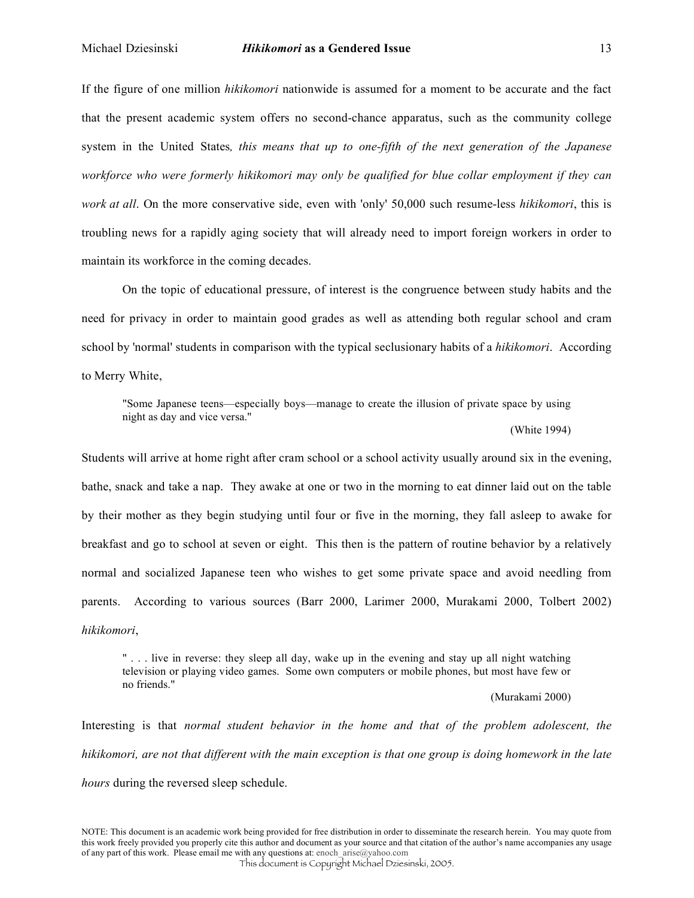If the figure of one million *hikikomori* nationwide is assumed for a moment to be accurate and the fact that the present academic system offers no second-chance apparatus, such as the community college system in the United States*, this means that up to one-fifth of the next generation of the Japanese workforce who were formerly hikikomori may only be qualified for blue collar employment if they can work at all*. On the more conservative side, even with 'only' 50,000 such resume-less *hikikomori*, this is troubling news for a rapidly aging society that will already need to import foreign workers in order to maintain its workforce in the coming decades.

On the topic of educational pressure, of interest is the congruence between study habits and the need for privacy in order to maintain good grades as well as attending both regular school and cram school by 'normal' students in comparison with the typical seclusionary habits of a *hikikomori*. According to Merry White,

> "Some Japanese teens—especially boys—manage to create the illusion of private space by using night as day and vice versa."
>
> (White 1994)

Students will arrive at home right after cram school or a school activity usually around six in the evening, bathe, snack and take a nap. They awake at one or two in the morning to eat dinner laid out on the table by their mother as they begin studying until four or five in the morning, they fall asleep to awake for breakfast and go to school at seven or eight. This then is the pattern of routine behavior by a relatively normal and socialized Japanese teen who wishes to get some private space and avoid needling from parents. According to various sources (Barr 2000, Larimer 2000, Murakami 2000, Tolbert 2002) *hikikomori*,

> " . . . live in reverse: they sleep all day, wake up in the evening and stay up all night watching television or playing video games. Some own computers or mobile phones, but most have few or no friends."
>
> (Murakami 2000)

Interesting is that *normal student behavior in the home and that of the problem adolescent, the hikikomori, are not that different with the main exception is that one group is doing homework in the late hours* during the reversed sleep schedule.

NOTE: This document is an academic work being provided for free distribution in order to disseminate the research herein. You may quote from this work freely provided you properly cite this author and document as your source and that citation of the author's name accompanies any usage of any part of this work. Please email me with any questions at: enoch_arise@yahoo.com
This document is Copyright Michael Dziesinski, 2005.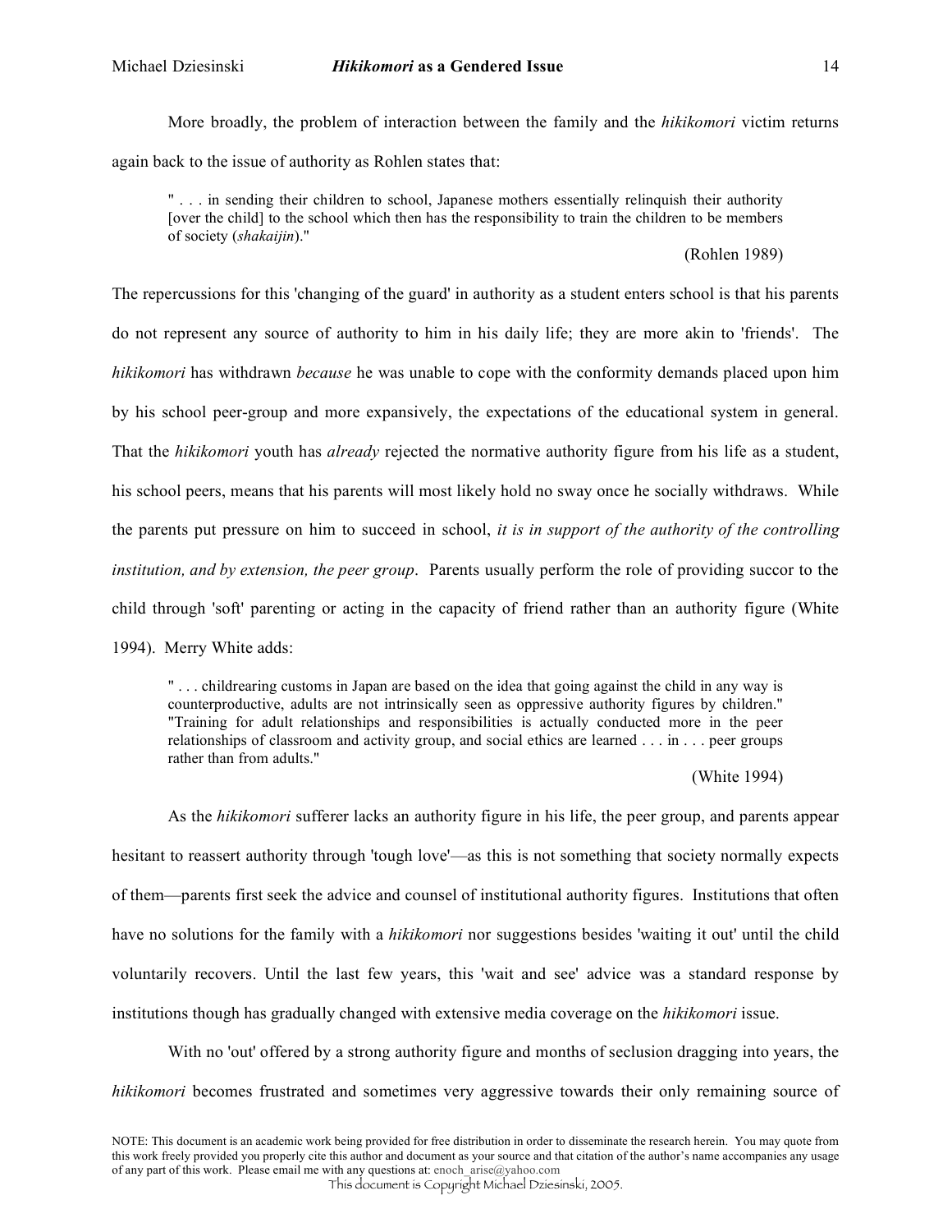More broadly, the problem of interaction between the family and the *hikikomori* victim returns again back to the issue of authority as Rohlen states that:

> " . . . in sending their children to school, Japanese mothers essentially relinquish their authority [over the child] to the school which then has the responsibility to train the children to be members of society (*shakaijin*)."
>
> (Rohlen 1989)

The repercussions for this 'changing of the guard' in authority as a student enters school is that his parents do not represent any source of authority to him in his daily life; they are more akin to 'friends'. The *hikikomori* has withdrawn *because* he was unable to cope with the conformity demands placed upon him by his school peer-group and more expansively, the expectations of the educational system in general. That the *hikikomori* youth has *already* rejected the normative authority figure from his life as a student, his school peers, means that his parents will most likely hold no sway once he socially withdraws. While the parents put pressure on him to succeed in school, *it is in support of the authority of the controlling institution, and by extension, the peer group*. Parents usually perform the role of providing succor to the child through 'soft' parenting or acting in the capacity of friend rather than an authority figure (White 1994). Merry White adds:

> " . . . childrearing customs in Japan are based on the idea that going against the child in any way is counterproductive, adults are not intrinsically seen as oppressive authority figures by children." "Training for adult relationships and responsibilities is actually conducted more in the peer relationships of classroom and activity group, and social ethics are learned . . . in . . . peer groups rather than from adults."
>
> (White 1994)

As the *hikikomori* sufferer lacks an authority figure in his life, the peer group, and parents appear hesitant to reassert authority through 'tough love'—as this is not something that society normally expects of them—parents first seek the advice and counsel of institutional authority figures. Institutions that often have no solutions for the family with a *hikikomori* nor suggestions besides 'waiting it out' until the child voluntarily recovers. Until the last few years, this 'wait and see' advice was a standard response by institutions though has gradually changed with extensive media coverage on the *hikikomori* issue.

With no 'out' offered by a strong authority figure and months of seclusion dragging into years, the *hikikomori* becomes frustrated and sometimes very aggressive towards their only remaining source of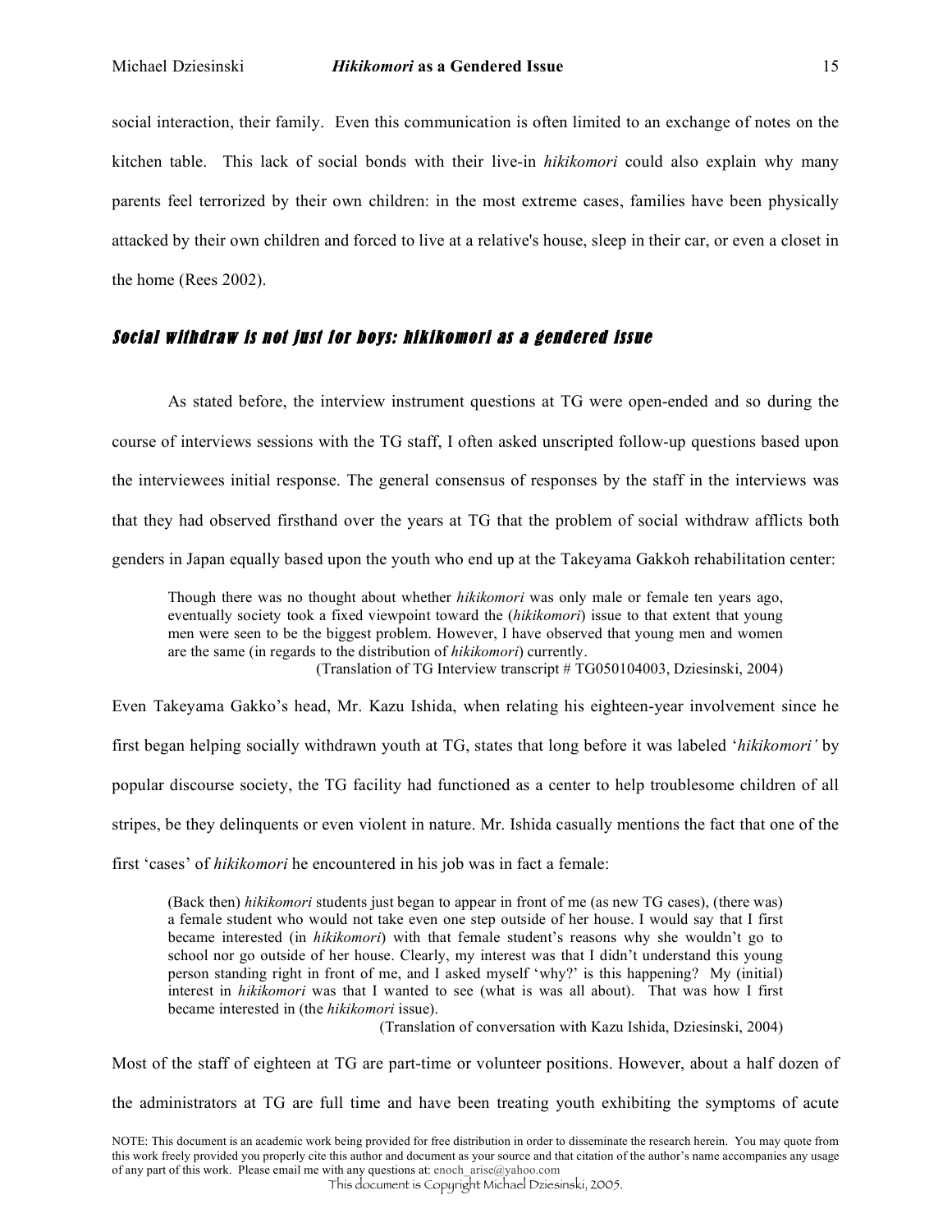social interaction, their family. Even this communication is often limited to an exchange of notes on the kitchen table. This lack of social bonds with their live-in *hikikomori* could also explain why many parents feel terrorized by their own children: in the most extreme cases, families have been physically attacked by their own children and forced to live at a relative's house, sleep in their car, or even a closet in the home (Rees 2002).

## *Social withdraw is not just for boys: hikikomori as a gendered issue*

As stated before, the interview instrument questions at TG were open-ended and so during the course of interviews sessions with the TG staff, I often asked unscripted follow-up questions based upon the interviewees initial response. The general consensus of responses by the staff in the interviews was that they had observed firsthand over the years at TG that the problem of social withdraw afflicts both genders in Japan equally based upon the youth who end up at the Takeyama Gakkoh rehabilitation center:

> Though there was no thought about whether *hikikomori* was only male or female ten years ago, eventually society took a fixed viewpoint toward the (*hikikomori*) issue to that extent that young men were seen to be the biggest problem. However, I have observed that young men and women are the same (in regards to the distribution of *hikikomori*) currently.
>
> (Translation of TG Interview transcript # TG050104003, Dziesinski, 2004)

Even Takeyama Gakko's head, Mr. Kazu Ishida, when relating his eighteen-year involvement since he first began helping socially withdrawn youth at TG, states that long before it was labeled '*hikikomori'* by popular discourse society, the TG facility had functioned as a center to help troublesome children of all stripes, be they delinquents or even violent in nature. Mr. Ishida casually mentions the fact that one of the first 'cases' of *hikikomori* he encountered in his job was in fact a female:

> (Back then) *hikikomori* students just began to appear in front of me (as new TG cases), (there was) a female student who would not take even one step outside of her house. I would say that I first became interested (in *hikikomori*) with that female student's reasons why she wouldn't go to school nor go outside of her house. Clearly, my interest was that I didn't understand this young person standing right in front of me, and I asked myself 'why?' is this happening? My (initial) interest in *hikikomori* was that I wanted to see (what is was all about). That was how I first became interested in (the *hikikomori* issue).
>
> (Translation of conversation with Kazu Ishida, Dziesinski, 2004)

Most of the staff of eighteen at TG are part-time or volunteer positions. However, about a half dozen of the administrators at TG are full time and have been treating youth exhibiting the symptoms of acute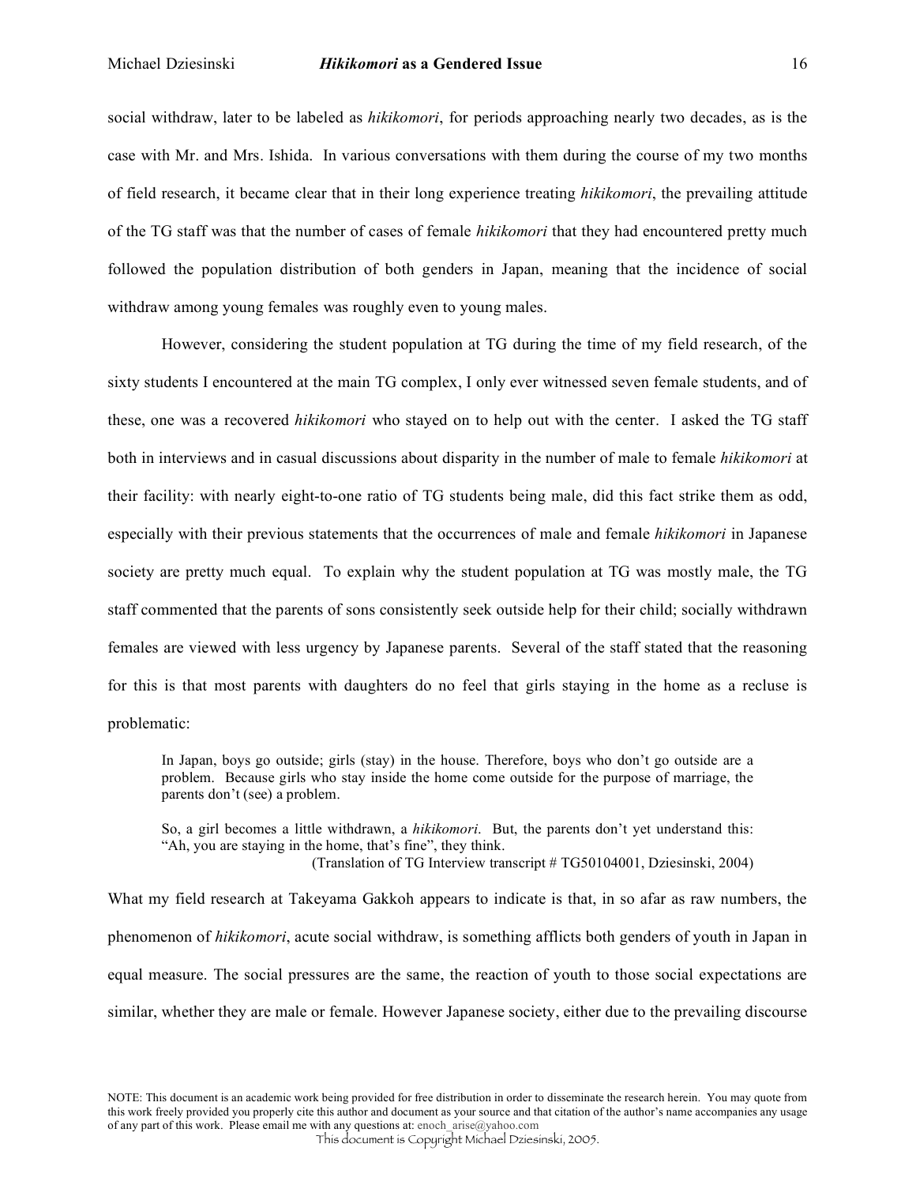social withdraw, later to be labeled as *hikikomori*, for periods approaching nearly two decades, as is the case with Mr. and Mrs. Ishida. In various conversations with them during the course of my two months of field research, it became clear that in their long experience treating *hikikomori*, the prevailing attitude of the TG staff was that the number of cases of female *hikikomori* that they had encountered pretty much followed the population distribution of both genders in Japan, meaning that the incidence of social withdraw among young females was roughly even to young males.

However, considering the student population at TG during the time of my field research, of the sixty students I encountered at the main TG complex, I only ever witnessed seven female students, and of these, one was a recovered *hikikomori* who stayed on to help out with the center. I asked the TG staff both in interviews and in casual discussions about disparity in the number of male to female *hikikomori* at their facility: with nearly eight-to-one ratio of TG students being male, did this fact strike them as odd, especially with their previous statements that the occurrences of male and female *hikikomori* in Japanese society are pretty much equal. To explain why the student population at TG was mostly male, the TG staff commented that the parents of sons consistently seek outside help for their child; socially withdrawn females are viewed with less urgency by Japanese parents. Several of the staff stated that the reasoning for this is that most parents with daughters do no feel that girls staying in the home as a recluse is problematic:

> In Japan, boys go outside; girls (stay) in the house. Therefore, boys who don't go outside are a problem. Because girls who stay inside the home come outside for the purpose of marriage, the parents don't (see) a problem.
>
> So, a girl becomes a little withdrawn, a *hikikomori*. But, the parents don't yet understand this: "Ah, you are staying in the home, that's fine", they think.
>
> (Translation of TG Interview transcript # TG50104001, Dziesinski, 2004)

What my field research at Takeyama Gakkoh appears to indicate is that, in so afar as raw numbers, the phenomenon of *hikikomori*, acute social withdraw, is something afflicts both genders of youth in Japan in equal measure. The social pressures are the same, the reaction of youth to those social expectations are similar, whether they are male or female. However Japanese society, either due to the prevailing discourse

NOTE: This document is an academic work being provided for free distribution in order to disseminate the research herein. You may quote from this work freely provided you properly cite this author and document as your source and that citation of the author's name accompanies any usage of any part of this work. Please email me with any questions at: enoch_arise@yahoo.com
This document is Copyright Michael Dziesinski, 2005.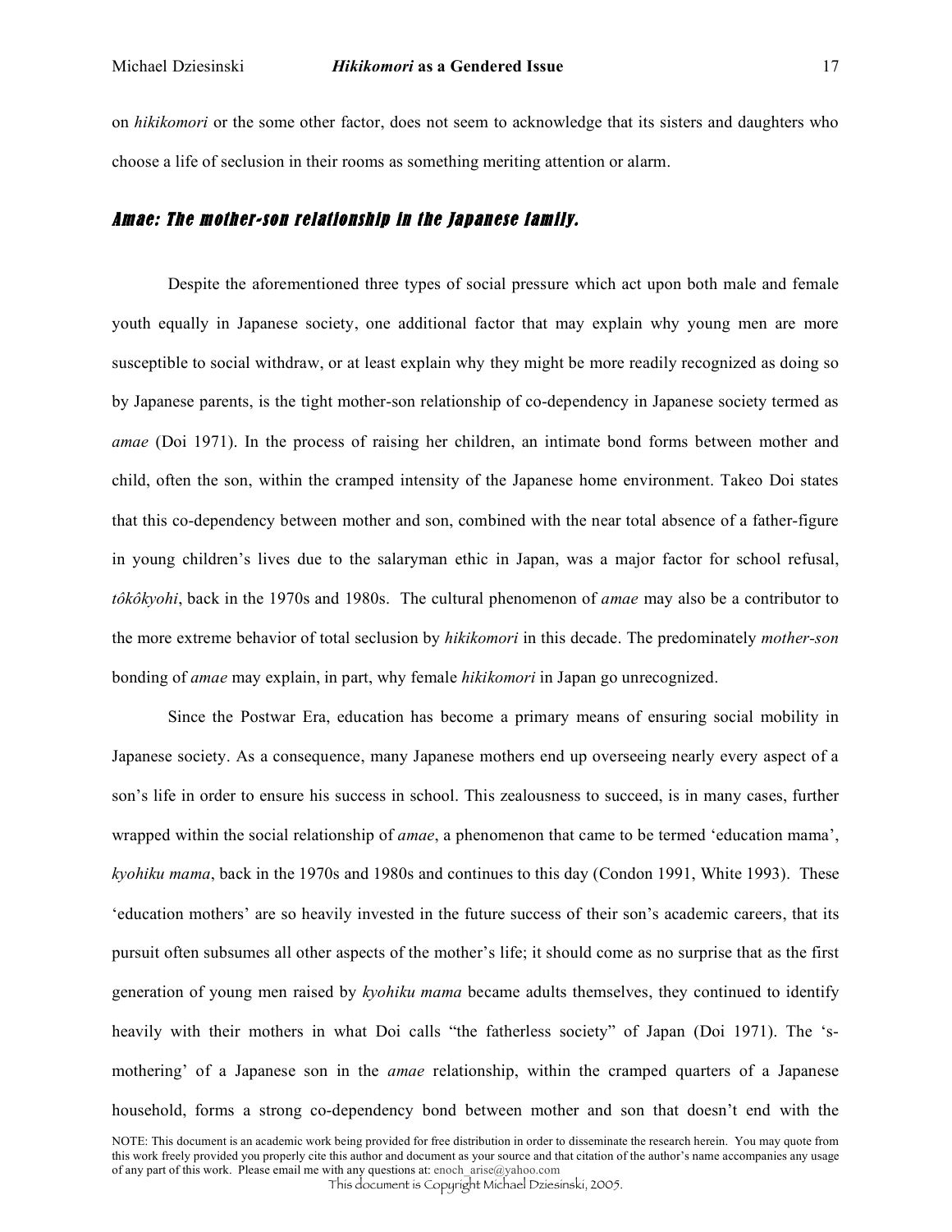on *hikikomori* or the some other factor, does not seem to acknowledge that its sisters and daughters who choose a life of seclusion in their rooms as something meriting attention or alarm.

### *Amae: The mother-son relationship in the Japanese family.*

Despite the aforementioned three types of social pressure which act upon both male and female youth equally in Japanese society, one additional factor that may explain why young men are more susceptible to social withdraw, or at least explain why they might be more readily recognized as doing so by Japanese parents, is the tight mother-son relationship of co-dependency in Japanese society termed as *amae* (Doi 1971). In the process of raising her children, an intimate bond forms between mother and child, often the son, within the cramped intensity of the Japanese home environment. Takeo Doi states that this co-dependency between mother and son, combined with the near total absence of a father-figure in young children's lives due to the salaryman ethic in Japan, was a major factor for school refusal, *tôkôkyohi*, back in the 1970s and 1980s. The cultural phenomenon of *amae* may also be a contributor to the more extreme behavior of total seclusion by *hikikomori* in this decade. The predominately *mother-son* bonding of *amae* may explain, in part, why female *hikikomori* in Japan go unrecognized.

Since the Postwar Era, education has become a primary means of ensuring social mobility in Japanese society. As a consequence, many Japanese mothers end up overseeing nearly every aspect of a son's life in order to ensure his success in school. This zealousness to succeed, is in many cases, further wrapped within the social relationship of *amae*, a phenomenon that came to be termed 'education mama', *kyohiku mama*, back in the 1970s and 1980s and continues to this day (Condon 1991, White 1993). These 'education mothers' are so heavily invested in the future success of their son's academic careers, that its pursuit often subsumes all other aspects of the mother's life; it should come as no surprise that as the first generation of young men raised by *kyohiku mama* became adults themselves, they continued to identify heavily with their mothers in what Doi calls "the fatherless society" of Japan (Doi 1971). The 's-mothering' of a Japanese son in the *amae* relationship, within the cramped quarters of a Japanese household, forms a strong co-dependency bond between mother and son that doesn't end with the

NOTE: This document is an academic work being provided for free distribution in order to disseminate the research herein. You may quote from this work freely provided you properly cite this author and document as your source and that citation of the author's name accompanies any usage of any part of this work. Please email me with any questions at: enoch_arise@yahoo.com

This document is Copyright Michael Dziesinski, 2005.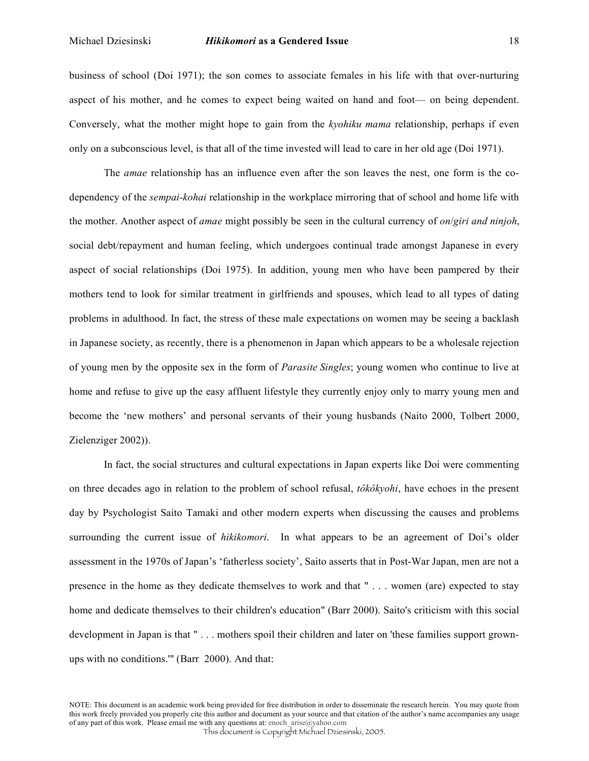business of school (Doi 1971); the son comes to associate females in his life with that over-nurturing aspect of his mother, and he comes to expect being waited on hand and foot— on being dependent. Conversely, what the mother might hope to gain from the *kyohiku mama* relationship, perhaps if even only on a subconscious level, is that all of the time invested will lead to care in her old age (Doi 1971).

The *amae* relationship has an influence even after the son leaves the nest, one form is the co-dependency of the *sempai-kohai* relationship in the workplace mirroring that of school and home life with the mother. Another aspect of *amae* might possibly be seen in the cultural currency of *on*/*giri and ninjoh*, social debt/repayment and human feeling, which undergoes continual trade amongst Japanese in every aspect of social relationships (Doi 1975). In addition, young men who have been pampered by their mothers tend to look for similar treatment in girlfriends and spouses, which lead to all types of dating problems in adulthood. In fact, the stress of these male expectations on women may be seeing a backlash in Japanese society, as recently, there is a phenomenon in Japan which appears to be a wholesale rejection of young men by the opposite sex in the form of *Parasite Singles*; young women who continue to live at home and refuse to give up the easy affluent lifestyle they currently enjoy only to marry young men and become the 'new mothers' and personal servants of their young husbands (Naito 2000, Tolbert 2000, Zielenziger 2002)).

In fact, the social structures and cultural expectations in Japan experts like Doi were commenting on three decades ago in relation to the problem of school refusal, *tôkôkyohi*, have echoes in the present day by Psychologist Saito Tamaki and other modern experts when discussing the causes and problems surrounding the current issue of *hikikomori*. In what appears to be an agreement of Doi's older assessment in the 1970s of Japan's 'fatherless society', Saito asserts that in Post-War Japan, men are not a presence in the home as they dedicate themselves to work and that " . . . women (are) expected to stay home and dedicate themselves to their children's education" (Barr 2000). Saito's criticism with this social development in Japan is that " . . . mothers spoil their children and later on 'these families support grown-ups with no conditions.'" (Barr 2000). And that:

NOTE: This document is an academic work being provided for free distribution in order to disseminate the research herein. You may quote from this work freely provided you properly cite this author and document as your source and that citation of the author's name accompanies any usage of any part of this work. Please email me with any questions at: enoch_arise@yahoo.com
This document is Copyright Michael Dziesinski, 2005.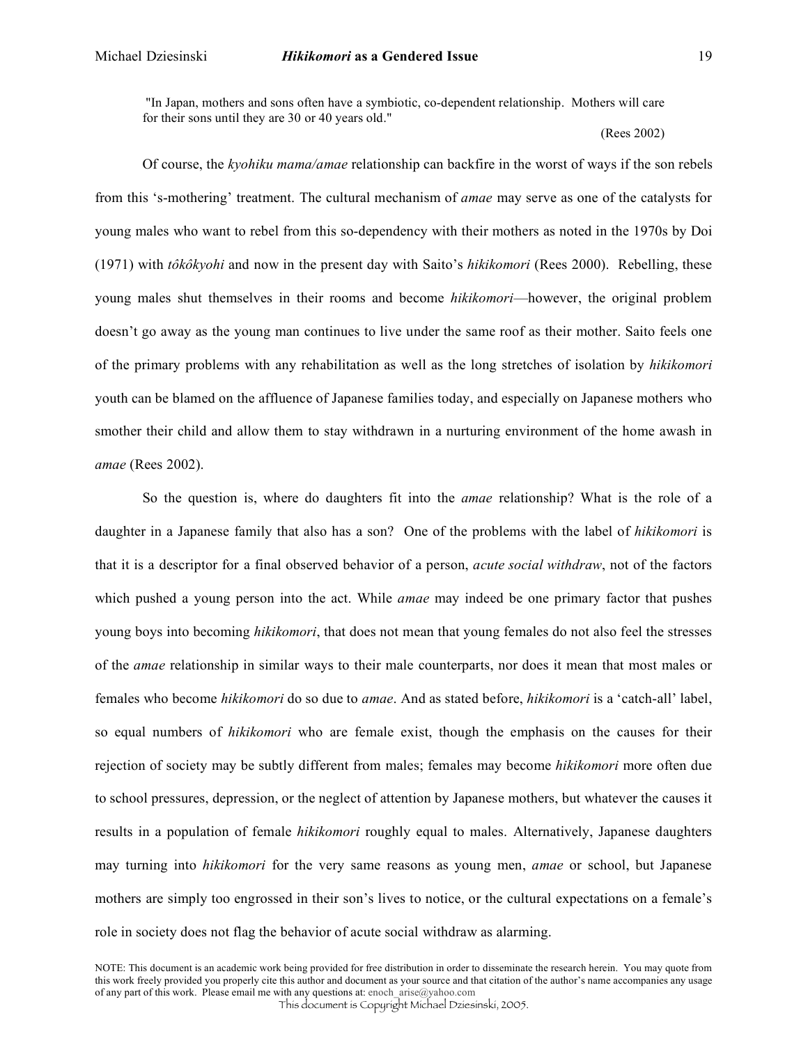> "In Japan, mothers and sons often have a symbiotic, co-dependent relationship. Mothers will care for their sons until they are 30 or 40 years old."
>
> (Rees 2002)

Of course, the *kyohiku mama/amae* relationship can backfire in the worst of ways if the son rebels from this 's-mothering' treatment. The cultural mechanism of *amae* may serve as one of the catalysts for young males who want to rebel from this so-dependency with their mothers as noted in the 1970s by Doi (1971) with *tôkôkyohi* and now in the present day with Saito's *hikikomori* (Rees 2000). Rebelling, these young males shut themselves in their rooms and become *hikikomori*—however, the original problem doesn't go away as the young man continues to live under the same roof as their mother. Saito feels one of the primary problems with any rehabilitation as well as the long stretches of isolation by *hikikomori* youth can be blamed on the affluence of Japanese families today, and especially on Japanese mothers who smother their child and allow them to stay withdrawn in a nurturing environment of the home awash in *amae* (Rees 2002).

So the question is, where do daughters fit into the *amae* relationship? What is the role of a daughter in a Japanese family that also has a son? One of the problems with the label of *hikikomori* is that it is a descriptor for a final observed behavior of a person, *acute social withdraw*, not of the factors which pushed a young person into the act. While *amae* may indeed be one primary factor that pushes young boys into becoming *hikikomori*, that does not mean that young females do not also feel the stresses of the *amae* relationship in similar ways to their male counterparts, nor does it mean that most males or females who become *hikikomori* do so due to *amae*. And as stated before, *hikikomori* is a 'catch-all' label, so equal numbers of *hikikomori* who are female exist, though the emphasis on the causes for their rejection of society may be subtly different from males; females may become *hikikomori* more often due to school pressures, depression, or the neglect of attention by Japanese mothers, but whatever the causes it results in a population of female *hikikomori* roughly equal to males. Alternatively, Japanese daughters may turning into *hikikomori* for the very same reasons as young men, *amae* or school, but Japanese mothers are simply too engrossed in their son's lives to notice, or the cultural expectations on a female's role in society does not flag the behavior of acute social withdraw as alarming.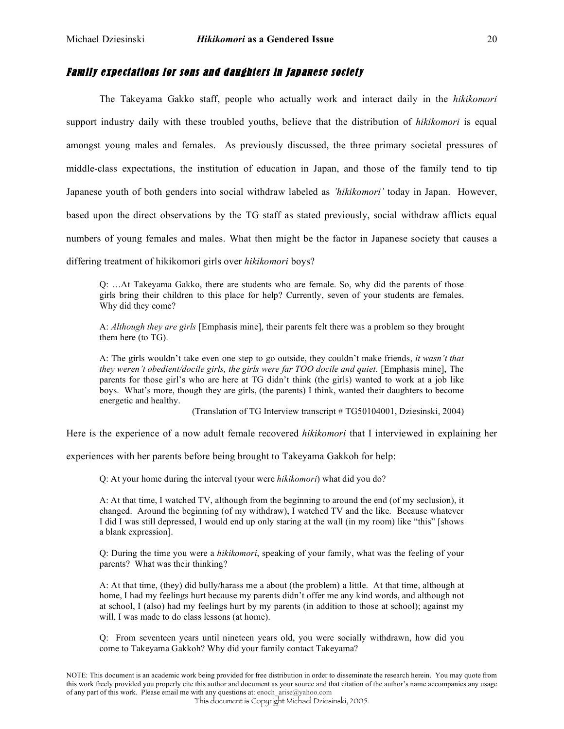## *Family expectations for sons and daughters in Japanese society*

The Takeyama Gakko staff, people who actually work and interact daily in the *hikikomori* support industry daily with these troubled youths, believe that the distribution of *hikikomori* is equal amongst young males and females. As previously discussed, the three primary societal pressures of middle-class expectations, the institution of education in Japan, and those of the family tend to tip Japanese youth of both genders into social withdraw labeled as *'hikikomori'* today in Japan. However, based upon the direct observations by the TG staff as stated previously, social withdraw afflicts equal numbers of young females and males. What then might be the factor in Japanese society that causes a differing treatment of hikikomori girls over *hikikomori* boys?

> Q: …At Takeyama Gakko, there are students who are female. So, why did the parents of those girls bring their children to this place for help? Currently, seven of your students are females. Why did they come?
>
> A: *Although they are girls* [Emphasis mine], their parents felt there was a problem so they brought them here (to TG).
>
> A: The girls wouldn't take even one step to go outside, they couldn't make friends, *it wasn't that they weren't obedient/docile girls, the girls were far TOO docile and quiet*. [Emphasis mine], The parents for those girl's who are here at TG didn't think (the girls) wanted to work at a job like boys. What's more, though they are girls, (the parents) I think, wanted their daughters to become energetic and healthy.
>
> (Translation of TG Interview transcript # TG50104001, Dziesinski, 2004)

Here is the experience of a now adult female recovered *hikikomori* that I interviewed in explaining her experiences with her parents before being brought to Takeyama Gakkoh for help:

> Q: At your home during the interval (your were *hikikomori*) what did you do?
>
> A: At that time, I watched TV, although from the beginning to around the end (of my seclusion), it changed. Around the beginning (of my withdraw), I watched TV and the like. Because whatever I did I was still depressed, I would end up only staring at the wall (in my room) like "this" [shows a blank expression].
>
> Q: During the time you were a *hikikomori*, speaking of your family, what was the feeling of your parents? What was their thinking?
>
> A: At that time, (they) did bully/harass me a about (the problem) a little. At that time, although at home, I had my feelings hurt because my parents didn't offer me any kind words, and although not at school, I (also) had my feelings hurt by my parents (in addition to those at school); against my will, I was made to do class lessons (at home).
>
> Q: From seventeen years until nineteen years old, you were socially withdrawn, how did you come to Takeyama Gakkoh? Why did your family contact Takeyama?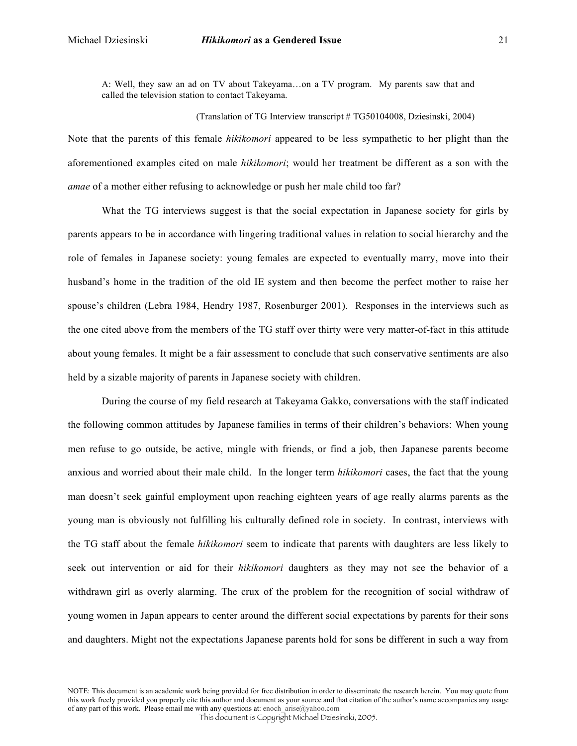A: Well, they saw an ad on TV about Takeyama…on a TV program. My parents saw that and called the television station to contact Takeyama.

(Translation of TG Interview transcript # TG50104008, Dziesinski, 2004)

Note that the parents of this female *hikikomori* appeared to be less sympathetic to her plight than the aforementioned examples cited on male *hikikomori*; would her treatment be different as a son with the *amae* of a mother either refusing to acknowledge or push her male child too far?

What the TG interviews suggest is that the social expectation in Japanese society for girls by parents appears to be in accordance with lingering traditional values in relation to social hierarchy and the role of females in Japanese society: young females are expected to eventually marry, move into their husband's home in the tradition of the old IE system and then become the perfect mother to raise her spouse's children (Lebra 1984, Hendry 1987, Rosenburger 2001). Responses in the interviews such as the one cited above from the members of the TG staff over thirty were very matter-of-fact in this attitude about young females. It might be a fair assessment to conclude that such conservative sentiments are also held by a sizable majority of parents in Japanese society with children.

During the course of my field research at Takeyama Gakko, conversations with the staff indicated the following common attitudes by Japanese families in terms of their children's behaviors: When young men refuse to go outside, be active, mingle with friends, or find a job, then Japanese parents become anxious and worried about their male child. In the longer term *hikikomori* cases, the fact that the young man doesn't seek gainful employment upon reaching eighteen years of age really alarms parents as the young man is obviously not fulfilling his culturally defined role in society. In contrast, interviews with the TG staff about the female *hikikomori* seem to indicate that parents with daughters are less likely to seek out intervention or aid for their *hikikomori* daughters as they may not see the behavior of a withdrawn girl as overly alarming. The crux of the problem for the recognition of social withdraw of young women in Japan appears to center around the different social expectations by parents for their sons and daughters. Might not the expectations Japanese parents hold for sons be different in such a way from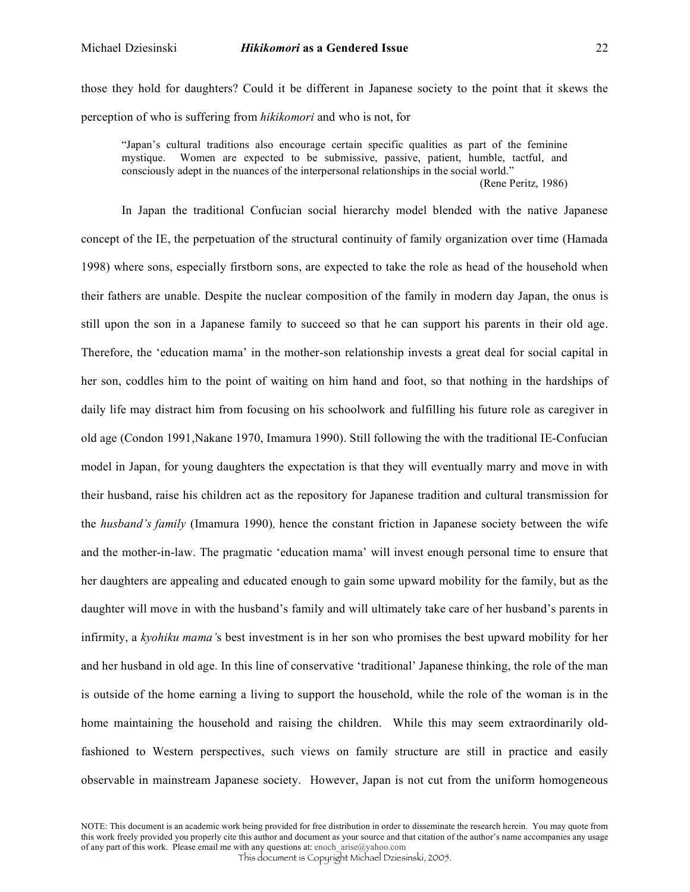those they hold for daughters? Could it be different in Japanese society to the point that it skews the perception of who is suffering from *hikikomori* and who is not, for

> "Japan's cultural traditions also encourage certain specific qualities as part of the feminine mystique. Women are expected to be submissive, passive, patient, humble, tactful, and consciously adept in the nuances of the interpersonal relationships in the social world."
>
> (Rene Peritz, 1986)

In Japan the traditional Confucian social hierarchy model blended with the native Japanese concept of the IE, the perpetuation of the structural continuity of family organization over time (Hamada 1998) where sons, especially firstborn sons, are expected to take the role as head of the household when their fathers are unable. Despite the nuclear composition of the family in modern day Japan, the onus is still upon the son in a Japanese family to succeed so that he can support his parents in their old age. Therefore, the 'education mama' in the mother-son relationship invests a great deal for social capital in her son, coddles him to the point of waiting on him hand and foot, so that nothing in the hardships of daily life may distract him from focusing on his schoolwork and fulfilling his future role as caregiver in old age (Condon 1991,Nakane 1970, Imamura 1990). Still following the with the traditional IE-Confucian model in Japan, for young daughters the expectation is that they will eventually marry and move in with their husband, raise his children act as the repository for Japanese tradition and cultural transmission for the *husband's family* (Imamura 1990)*,* hence the constant friction in Japanese society between the wife and the mother-in-law. The pragmatic 'education mama' will invest enough personal time to ensure that her daughters are appealing and educated enough to gain some upward mobility for the family, but as the daughter will move in with the husband's family and will ultimately take care of her husband's parents in infirmity, a *kyohiku mama'*s best investment is in her son who promises the best upward mobility for her and her husband in old age. In this line of conservative 'traditional' Japanese thinking, the role of the man is outside of the home earning a living to support the household, while the role of the woman is in the home maintaining the household and raising the children. While this may seem extraordinarily old-fashioned to Western perspectives, such views on family structure are still in practice and easily observable in mainstream Japanese society. However, Japan is not cut from the uniform homogeneous

NOTE: This document is an academic work being provided for free distribution in order to disseminate the research herein. You may quote from this work freely provided you properly cite this author and document as your source and that citation of the author's name accompanies any usage of any part of this work. Please email me with any questions at: enoch_arise@yahoo.com

This document is Copyright Michael Dziesinski, 2005.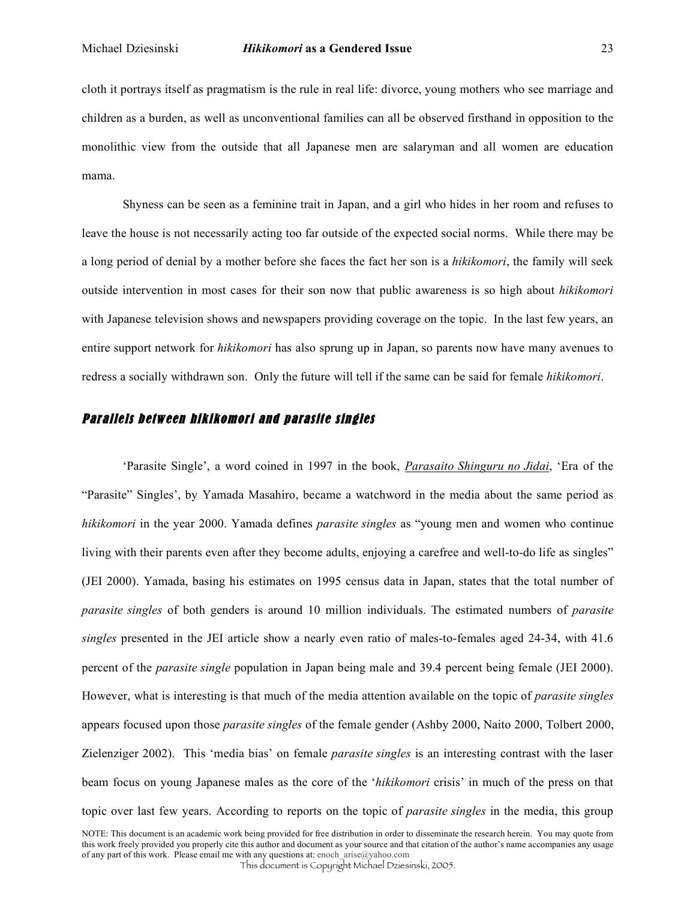cloth it portrays itself as pragmatism is the rule in real life: divorce, young mothers who see marriage and children as a burden, as well as unconventional families can all be observed firsthand in opposition to the monolithic view from the outside that all Japanese men are salaryman and all women are education mama.

Shyness can be seen as a feminine trait in Japan, and a girl who hides in her room and refuses to leave the house is not necessarily acting too far outside of the expected social norms. While there may be a long period of denial by a mother before she faces the fact her son is a *hikikomori*, the family will seek outside intervention in most cases for their son now that public awareness is so high about *hikikomori* with Japanese television shows and newspapers providing coverage on the topic. In the last few years, an entire support network for *hikikomori* has also sprung up in Japan, so parents now have many avenues to redress a socially withdrawn son. Only the future will tell if the same can be said for female *hikikomori*.

## *Parallels between hikikomori and parasite singles*

'Parasite Single', a word coined in 1997 in the book, Parasaito Shinguru no Jidai, 'Era of the "Parasite" Singles', by Yamada Masahiro, became a watchword in the media about the same period as *hikikomori* in the year 2000. Yamada defines *parasite singles* as "young men and women who continue living with their parents even after they become adults, enjoying a carefree and well-to-do life as singles" (JEI 2000). Yamada, basing his estimates on 1995 census data in Japan, states that the total number of *parasite singles* of both genders is around 10 million individuals. The estimated numbers of *parasite singles* presented in the JEI article show a nearly even ratio of males-to-females aged 24-34, with 41.6 percent of the *parasite single* population in Japan being male and 39.4 percent being female (JEI 2000). However, what is interesting is that much of the media attention available on the topic of *parasite singles* appears focused upon those *parasite singles* of the female gender (Ashby 2000, Naito 2000, Tolbert 2000, Zielenziger 2002). This 'media bias' on female *parasite singles* is an interesting contrast with the laser beam focus on young Japanese males as the core of the '*hikikomori* crisis' in much of the press on that topic over last few years. According to reports on the topic of *parasite singles* in the media, this group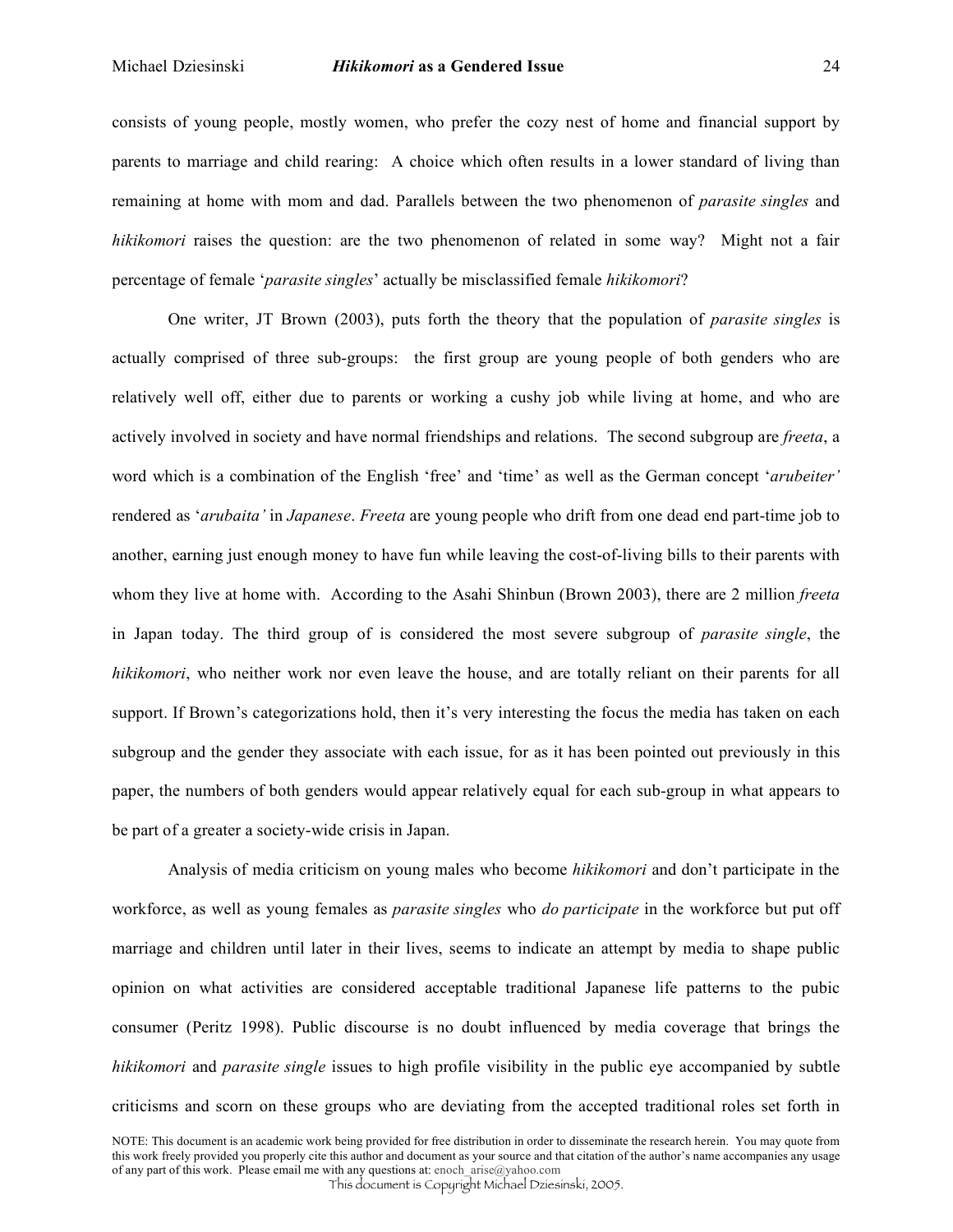consists of young people, mostly women, who prefer the cozy nest of home and financial support by parents to marriage and child rearing: A choice which often results in a lower standard of living than remaining at home with mom and dad. Parallels between the two phenomenon of *parasite singles* and *hikikomori* raises the question: are the two phenomenon of related in some way? Might not a fair percentage of female '*parasite singles*' actually be misclassified female *hikikomori*?

One writer, JT Brown (2003), puts forth the theory that the population of *parasite singles* is actually comprised of three sub-groups: the first group are young people of both genders who are relatively well off, either due to parents or working a cushy job while living at home, and who are actively involved in society and have normal friendships and relations. The second subgroup are *freeta*, a word which is a combination of the English 'free' and 'time' as well as the German concept '*arubeiter'* rendered as '*arubaita'* in *Japanese*. *Freeta* are young people who drift from one dead end part-time job to another, earning just enough money to have fun while leaving the cost-of-living bills to their parents with whom they live at home with. According to the Asahi Shinbun (Brown 2003), there are 2 million *freeta* in Japan today. The third group of is considered the most severe subgroup of *parasite single*, the *hikikomori*, who neither work nor even leave the house, and are totally reliant on their parents for all support. If Brown's categorizations hold, then it's very interesting the focus the media has taken on each subgroup and the gender they associate with each issue, for as it has been pointed out previously in this paper, the numbers of both genders would appear relatively equal for each sub-group in what appears to be part of a greater a society-wide crisis in Japan.

Analysis of media criticism on young males who become *hikikomori* and don't participate in the workforce, as well as young females as *parasite singles* who *do participate* in the workforce but put off marriage and children until later in their lives, seems to indicate an attempt by media to shape public opinion on what activities are considered acceptable traditional Japanese life patterns to the pubic consumer (Peritz 1998). Public discourse is no doubt influenced by media coverage that brings the *hikikomori* and *parasite single* issues to high profile visibility in the public eye accompanied by subtle criticisms and scorn on these groups who are deviating from the accepted traditional roles set forth in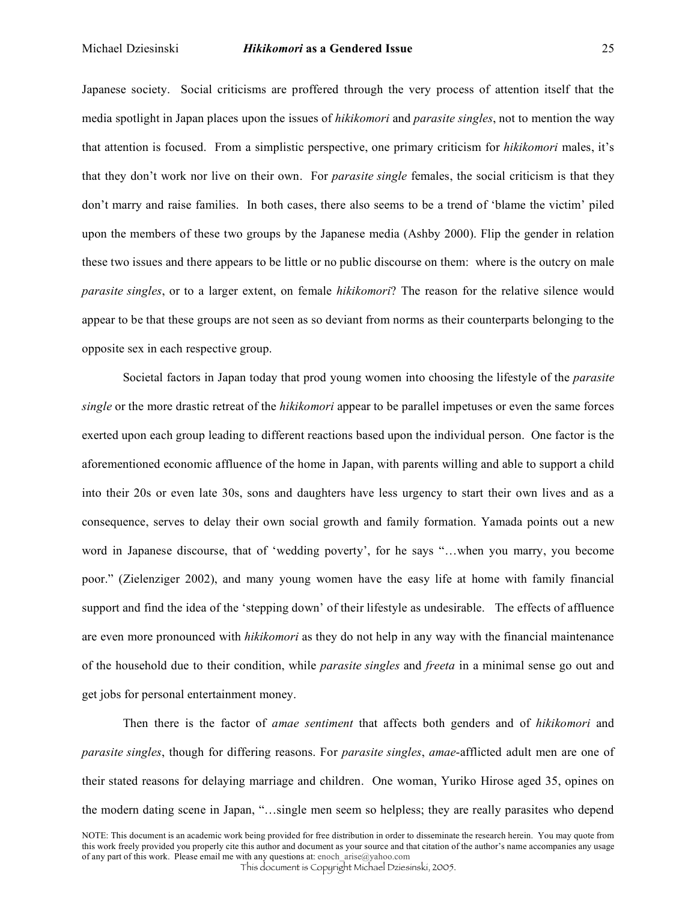Japanese society. Social criticisms are proffered through the very process of attention itself that the media spotlight in Japan places upon the issues of *hikikomori* and *parasite singles*, not to mention the way that attention is focused. From a simplistic perspective, one primary criticism for *hikikomori* males, it's that they don't work nor live on their own. For *parasite single* females, the social criticism is that they don't marry and raise families. In both cases, there also seems to be a trend of 'blame the victim' piled upon the members of these two groups by the Japanese media (Ashby 2000). Flip the gender in relation these two issues and there appears to be little or no public discourse on them: where is the outcry on male *parasite singles*, or to a larger extent, on female *hikikomori*? The reason for the relative silence would appear to be that these groups are not seen as so deviant from norms as their counterparts belonging to the opposite sex in each respective group.

Societal factors in Japan today that prod young women into choosing the lifestyle of the *parasite single* or the more drastic retreat of the *hikikomori* appear to be parallel impetuses or even the same forces exerted upon each group leading to different reactions based upon the individual person. One factor is the aforementioned economic affluence of the home in Japan, with parents willing and able to support a child into their 20s or even late 30s, sons and daughters have less urgency to start their own lives and as a consequence, serves to delay their own social growth and family formation. Yamada points out a new word in Japanese discourse, that of 'wedding poverty', for he says "…when you marry, you become poor." (Zielenziger 2002), and many young women have the easy life at home with family financial support and find the idea of the 'stepping down' of their lifestyle as undesirable. The effects of affluence are even more pronounced with *hikikomori* as they do not help in any way with the financial maintenance of the household due to their condition, while *parasite singles* and *freeta* in a minimal sense go out and get jobs for personal entertainment money.

Then there is the factor of *amae sentiment* that affects both genders and of *hikikomori* and *parasite singles*, though for differing reasons. For *parasite singles*, *amae*-afflicted adult men are one of their stated reasons for delaying marriage and children. One woman, Yuriko Hirose aged 35, opines on the modern dating scene in Japan, "…single men seem so helpless; they are really parasites who depend

NOTE: This document is an academic work being provided for free distribution in order to disseminate the research herein. You may quote from this work freely provided you properly cite this author and document as your source and that citation of the author's name accompanies any usage of any part of this work. Please email me with any questions at: enoch_arise@yahoo.com
This document is Copyright Michael Dziesinski, 2005.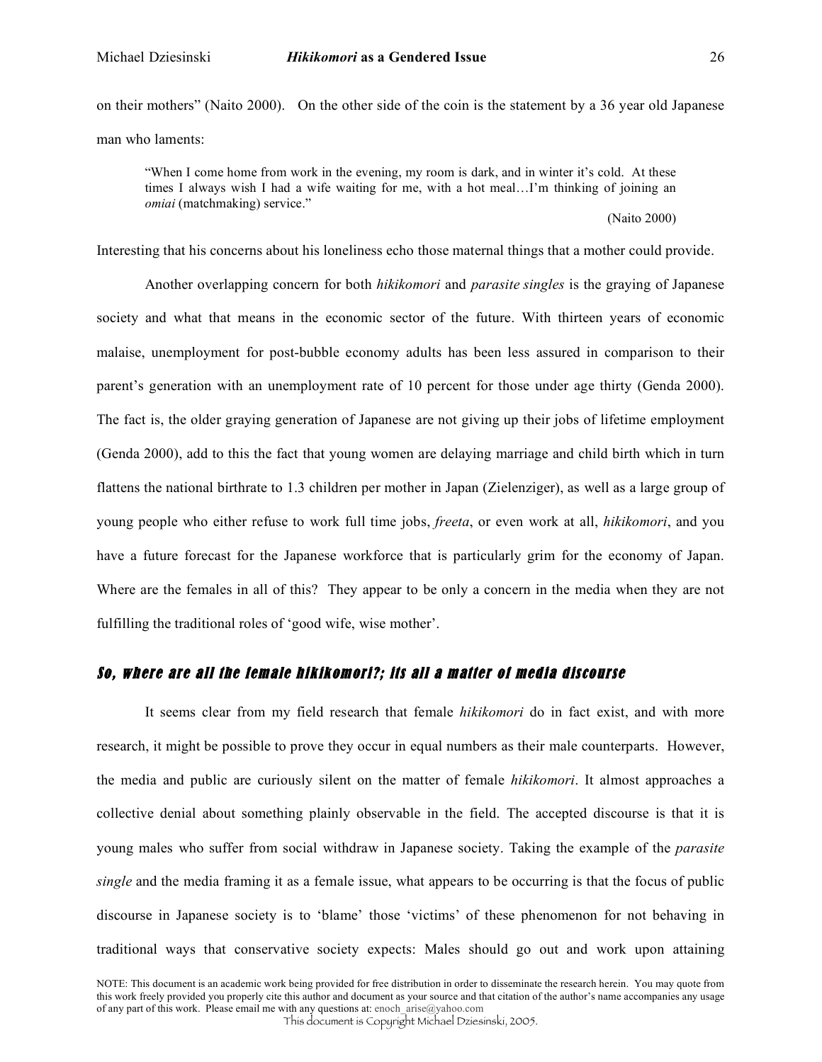on their mothers" (Naito 2000). On the other side of the coin is the statement by a 36 year old Japanese man who laments:

> "When I come home from work in the evening, my room is dark, and in winter it's cold. At these times I always wish I had a wife waiting for me, with a hot meal…I'm thinking of joining an *omiai* (matchmaking) service."
>
> (Naito 2000)

Interesting that his concerns about his loneliness echo those maternal things that a mother could provide.

Another overlapping concern for both *hikikomori* and *parasite singles* is the graying of Japanese society and what that means in the economic sector of the future. With thirteen years of economic malaise, unemployment for post-bubble economy adults has been less assured in comparison to their parent's generation with an unemployment rate of 10 percent for those under age thirty (Genda 2000). The fact is, the older graying generation of Japanese are not giving up their jobs of lifetime employment (Genda 2000), add to this the fact that young women are delaying marriage and child birth which in turn flattens the national birthrate to 1.3 children per mother in Japan (Zielenziger), as well as a large group of young people who either refuse to work full time jobs, *freeta*, or even work at all, *hikikomori*, and you have a future forecast for the Japanese workforce that is particularly grim for the economy of Japan. Where are the females in all of this? They appear to be only a concern in the media when they are not fulfilling the traditional roles of 'good wife, wise mother'.

### *So, where are all the female hikikomori?; its all a matter of media discourse*

It seems clear from my field research that female *hikikomori* do in fact exist, and with more research, it might be possible to prove they occur in equal numbers as their male counterparts. However, the media and public are curiously silent on the matter of female *hikikomori*. It almost approaches a collective denial about something plainly observable in the field. The accepted discourse is that it is young males who suffer from social withdraw in Japanese society. Taking the example of the *parasite single* and the media framing it as a female issue, what appears to be occurring is that the focus of public discourse in Japanese society is to 'blame' those 'victims' of these phenomenon for not behaving in traditional ways that conservative society expects: Males should go out and work upon attaining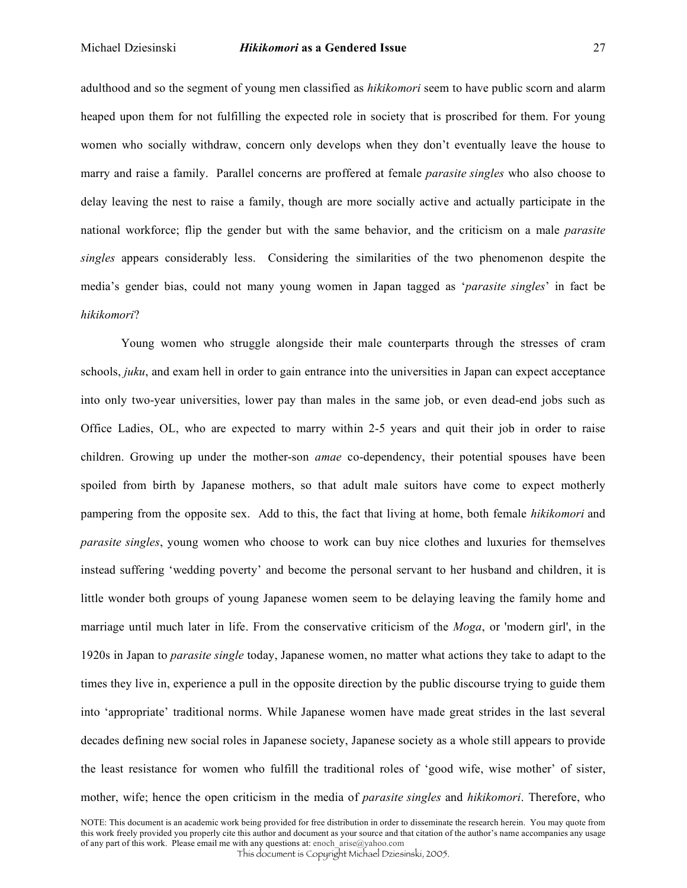adulthood and so the segment of young men classified as *hikikomori* seem to have public scorn and alarm heaped upon them for not fulfilling the expected role in society that is proscribed for them. For young women who socially withdraw, concern only develops when they don't eventually leave the house to marry and raise a family. Parallel concerns are proffered at female *parasite singles* who also choose to delay leaving the nest to raise a family, though are more socially active and actually participate in the national workforce; flip the gender but with the same behavior, and the criticism on a male *parasite singles* appears considerably less. Considering the similarities of the two phenomenon despite the media's gender bias, could not many young women in Japan tagged as '*parasite singles*' in fact be *hikikomori*?

Young women who struggle alongside their male counterparts through the stresses of cram schools, *juku*, and exam hell in order to gain entrance into the universities in Japan can expect acceptance into only two-year universities, lower pay than males in the same job, or even dead-end jobs such as Office Ladies, OL, who are expected to marry within 2-5 years and quit their job in order to raise children. Growing up under the mother-son *amae* co-dependency, their potential spouses have been spoiled from birth by Japanese mothers, so that adult male suitors have come to expect motherly pampering from the opposite sex. Add to this, the fact that living at home, both female *hikikomori* and *parasite singles*, young women who choose to work can buy nice clothes and luxuries for themselves instead suffering 'wedding poverty' and become the personal servant to her husband and children, it is little wonder both groups of young Japanese women seem to be delaying leaving the family home and marriage until much later in life. From the conservative criticism of the *Moga*, or 'modern girl', in the 1920s in Japan to *parasite single* today, Japanese women, no matter what actions they take to adapt to the times they live in, experience a pull in the opposite direction by the public discourse trying to guide them into 'appropriate' traditional norms. While Japanese women have made great strides in the last several decades defining new social roles in Japanese society, Japanese society as a whole still appears to provide the least resistance for women who fulfill the traditional roles of 'good wife, wise mother' of sister, mother, wife; hence the open criticism in the media of *parasite singles* and *hikikomori*. Therefore, who

NOTE: This document is an academic work being provided for free distribution in order to disseminate the research herein. You may quote from this work freely provided you properly cite this author and document as your source and that citation of the author's name accompanies any usage of any part of this work. Please email me with any questions at: enoch_arise@yahoo.com

This document is Copyright Michael Dziesinski, 2005.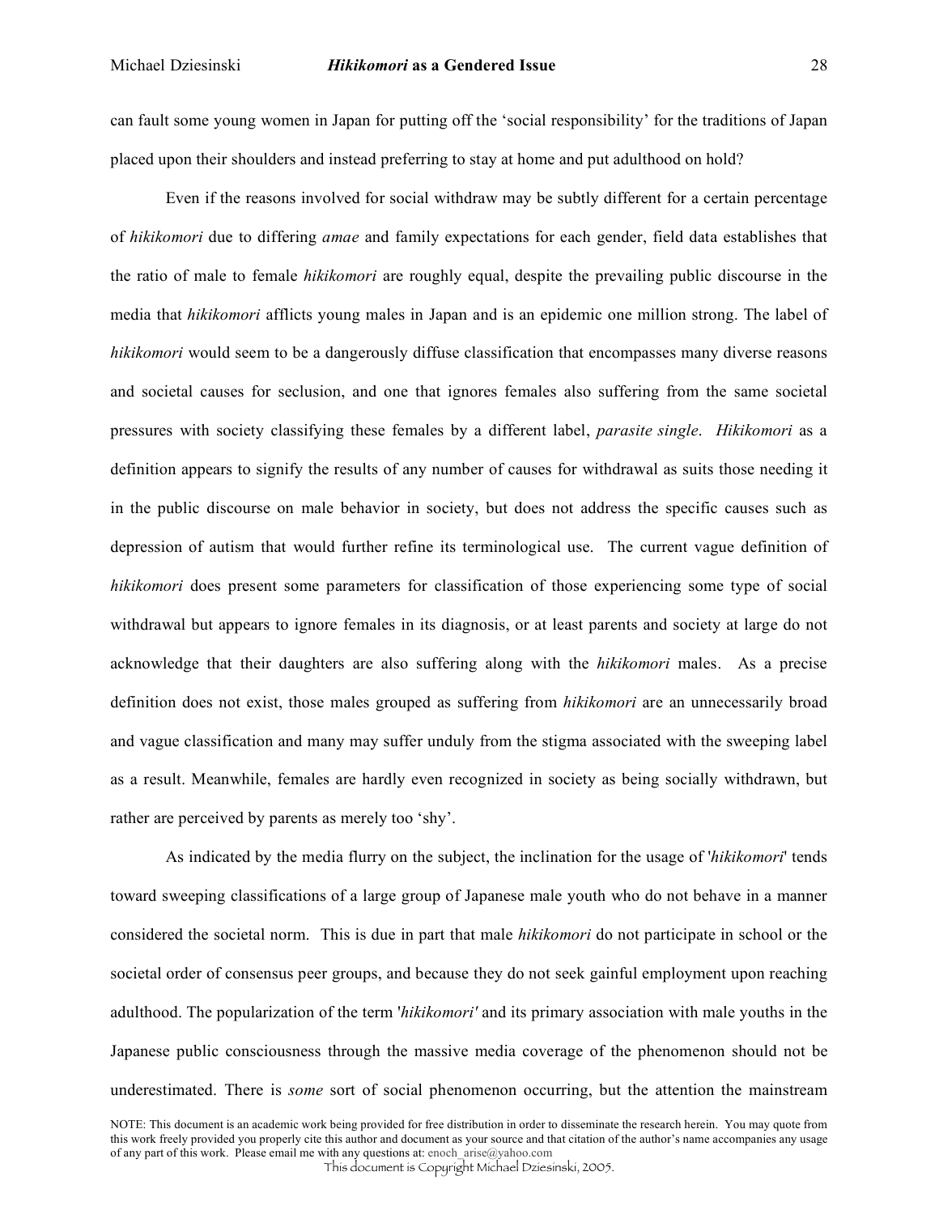can fault some young women in Japan for putting off the 'social responsibility' for the traditions of Japan placed upon their shoulders and instead preferring to stay at home and put adulthood on hold?

Even if the reasons involved for social withdraw may be subtly different for a certain percentage of *hikikomori* due to differing *amae* and family expectations for each gender, field data establishes that the ratio of male to female *hikikomori* are roughly equal, despite the prevailing public discourse in the media that *hikikomori* afflicts young males in Japan and is an epidemic one million strong. The label of *hikikomori* would seem to be a dangerously diffuse classification that encompasses many diverse reasons and societal causes for seclusion, and one that ignores females also suffering from the same societal pressures with society classifying these females by a different label, *parasite single*. *Hikikomori* as a definition appears to signify the results of any number of causes for withdrawal as suits those needing it in the public discourse on male behavior in society, but does not address the specific causes such as depression of autism that would further refine its terminological use. The current vague definition of *hikikomori* does present some parameters for classification of those experiencing some type of social withdrawal but appears to ignore females in its diagnosis, or at least parents and society at large do not acknowledge that their daughters are also suffering along with the *hikikomori* males. As a precise definition does not exist, those males grouped as suffering from *hikikomori* are an unnecessarily broad and vague classification and many may suffer unduly from the stigma associated with the sweeping label as a result. Meanwhile, females are hardly even recognized in society as being socially withdrawn, but rather are perceived by parents as merely too 'shy'.

As indicated by the media flurry on the subject, the inclination for the usage of '*hikikomori*' tends toward sweeping classifications of a large group of Japanese male youth who do not behave in a manner considered the societal norm. This is due in part that male *hikikomori* do not participate in school or the societal order of consensus peer groups, and because they do not seek gainful employment upon reaching adulthood. The popularization of the term '*hikikomori'* and its primary association with male youths in the Japanese public consciousness through the massive media coverage of the phenomenon should not be underestimated. There is *some* sort of social phenomenon occurring, but the attention the mainstream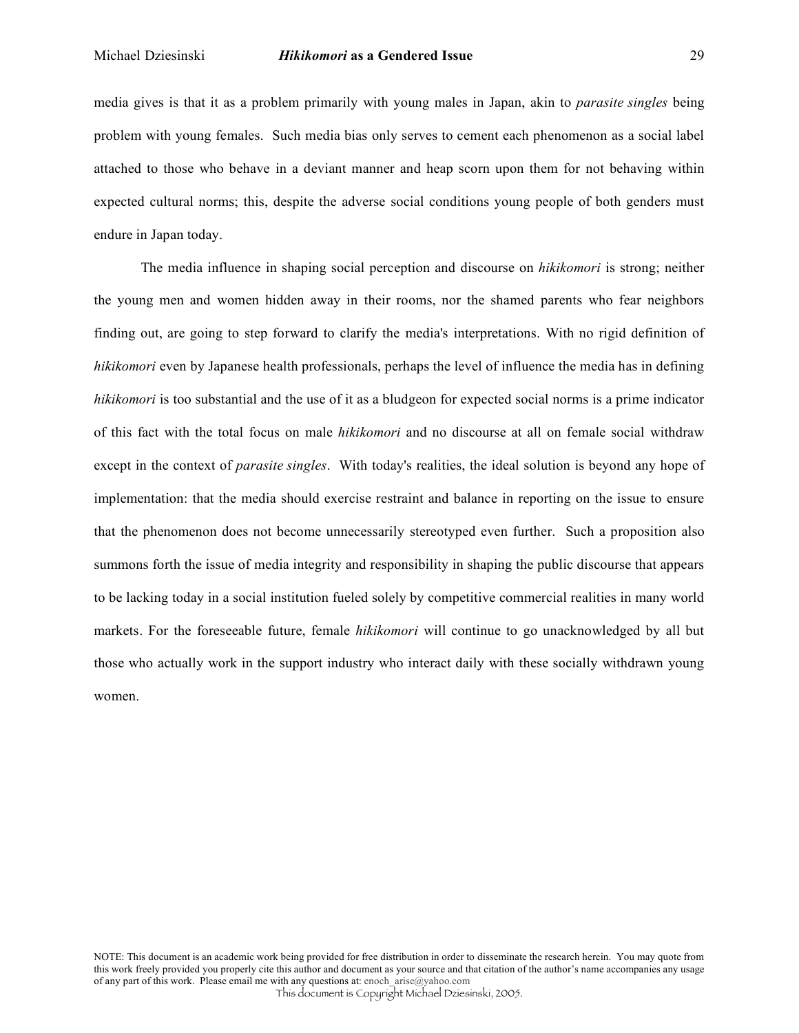media gives is that it as a problem primarily with young males in Japan, akin to *parasite singles* being problem with young females. Such media bias only serves to cement each phenomenon as a social label attached to those who behave in a deviant manner and heap scorn upon them for not behaving within expected cultural norms; this, despite the adverse social conditions young people of both genders must endure in Japan today.

The media influence in shaping social perception and discourse on *hikikomori* is strong; neither the young men and women hidden away in their rooms, nor the shamed parents who fear neighbors finding out, are going to step forward to clarify the media's interpretations. With no rigid definition of *hikikomori* even by Japanese health professionals, perhaps the level of influence the media has in defining *hikikomori* is too substantial and the use of it as a bludgeon for expected social norms is a prime indicator of this fact with the total focus on male *hikikomori* and no discourse at all on female social withdraw except in the context of *parasite singles*. With today's realities, the ideal solution is beyond any hope of implementation: that the media should exercise restraint and balance in reporting on the issue to ensure that the phenomenon does not become unnecessarily stereotyped even further. Such a proposition also summons forth the issue of media integrity and responsibility in shaping the public discourse that appears to be lacking today in a social institution fueled solely by competitive commercial realities in many world markets. For the foreseeable future, female *hikikomori* will continue to go unacknowledged by all but those who actually work in the support industry who interact daily with these socially withdrawn young women.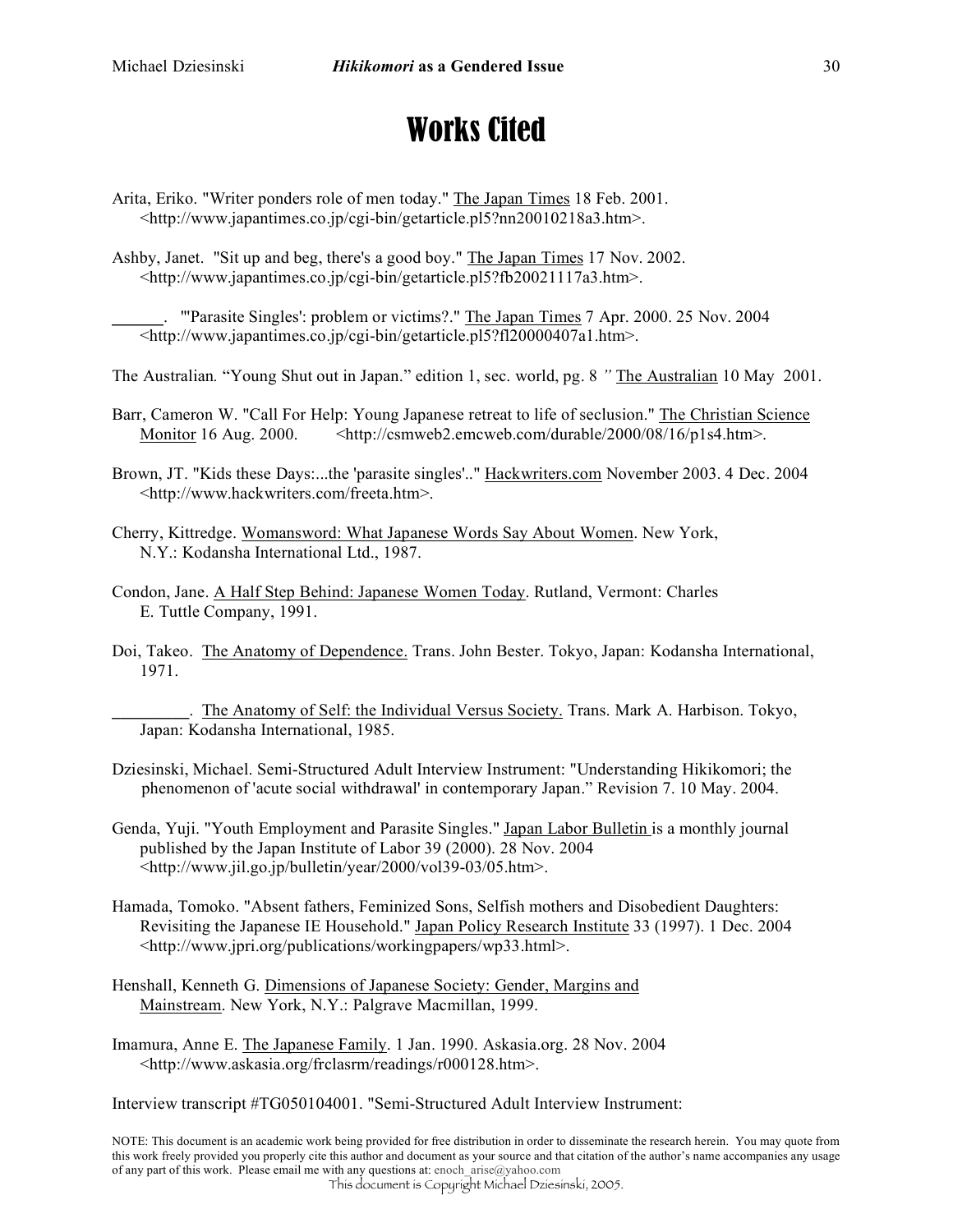# Works Cited

Arita, Eriko. "Writer ponders role of men today." The Japan Times 18 Feb. 2001. <http://www.japantimes.co.jp/cgi-bin/getarticle.pl5?nn20010218a3.htm>.

Ashby, Janet. "Sit up and beg, there's a good boy." The Japan Times 17 Nov. 2002. <http://www.japantimes.co.jp/cgi-bin/getarticle.pl5?fb20021117a3.htm>.

______. "'Parasite Singles': problem or victims?." The Japan Times 7 Apr. 2000. 25 Nov. 2004 <http://www.japantimes.co.jp/cgi-bin/getarticle.pl5?fl20000407a1.htm>.

The Australian. "Young Shut out in Japan." edition 1, sec. world, pg. 8 " The Australian 10 May 2001.

Barr, Cameron W. "Call For Help: Young Japanese retreat to life of seclusion." The Christian Science Monitor 16 Aug. 2000. <http://csmweb2.emcweb.com/durable/2000/08/16/p1s4.htm>.

Brown, JT. "Kids these Days:...the 'parasite singles'.." Hackwriters.com November 2003. 4 Dec. 2004 <http://www.hackwriters.com/freeta.htm>.

Cherry, Kittredge. Womansword: What Japanese Words Say About Women. New York, N.Y.: Kodansha International Ltd., 1987.

Condon, Jane. A Half Step Behind: Japanese Women Today. Rutland, Vermont: Charles E. Tuttle Company, 1991.

Doi, Takeo. The Anatomy of Dependence. Trans. John Bester. Tokyo, Japan: Kodansha International, 1971.

_________. The Anatomy of Self: the Individual Versus Society. Trans. Mark A. Harbison. Tokyo, Japan: Kodansha International, 1985.

Dziesinski, Michael. Semi-Structured Adult Interview Instrument: "Understanding Hikikomori; the phenomenon of 'acute social withdrawal' in contemporary Japan." Revision 7. 10 May. 2004.

Genda, Yuji. "Youth Employment and Parasite Singles." Japan Labor Bulletin is a monthly journal published by the Japan Institute of Labor 39 (2000). 28 Nov. 2004 <http://www.jil.go.jp/bulletin/year/2000/vol39-03/05.htm>.

Hamada, Tomoko. "Absent fathers, Feminized Sons, Selfish mothers and Disobedient Daughters: Revisiting the Japanese IE Household." Japan Policy Research Institute 33 (1997). 1 Dec. 2004 <http://www.jpri.org/publications/workingpapers/wp33.html>.

Henshall, Kenneth G. Dimensions of Japanese Society: Gender, Margins and Mainstream. New York, N.Y.: Palgrave Macmillan, 1999.

Imamura, Anne E. The Japanese Family. 1 Jan. 1990. Askasia.org. 28 Nov. 2004 <http://www.askasia.org/frclasrm/readings/r000128.htm>.

Interview transcript #TG050104001. "Semi-Structured Adult Interview Instrument:

NOTE: This document is an academic work being provided for free distribution in order to disseminate the research herein. You may quote from this work freely provided you properly cite this author and document as your source and that citation of the author's name accompanies any usage of any part of this work. Please email me with any questions at: enoch_arise@yahoo.com

This document is Copyright Michael Dziesinski, 2005.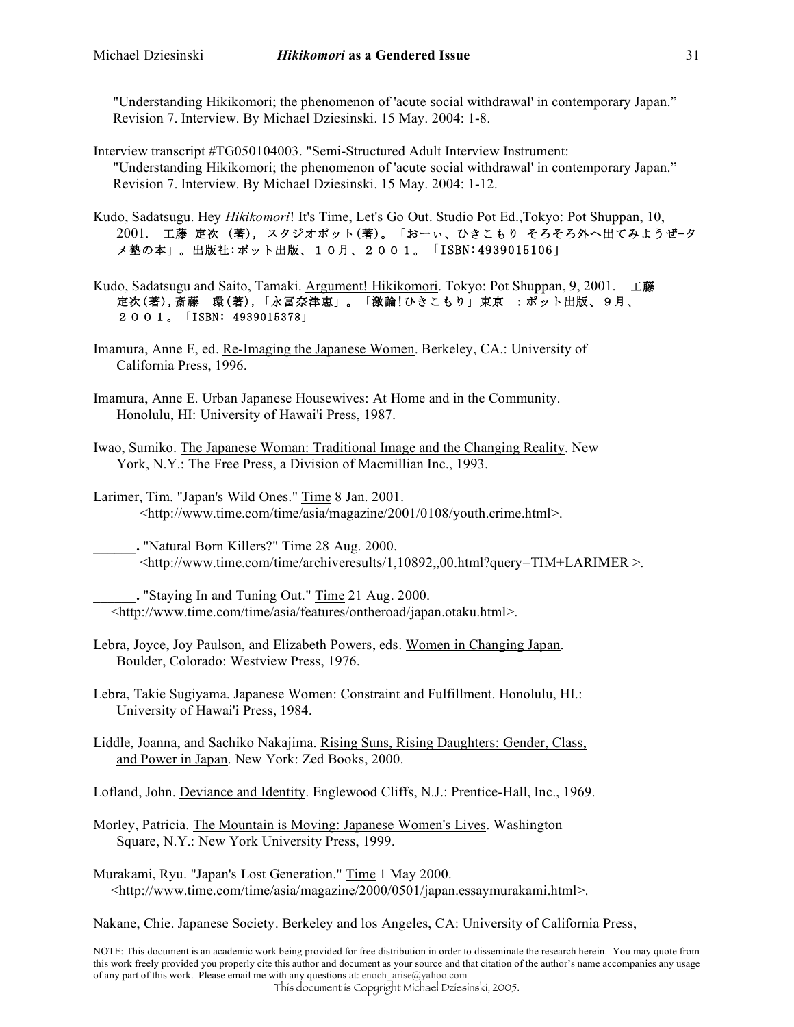"Understanding Hikikomori; the phenomenon of 'acute social withdrawal' in contemporary Japan." Revision 7. Interview. By Michael Dziesinski. 15 May. 2004: 1-8.

Interview transcript #TG050104003. "Semi-Structured Adult Interview Instrument: "Understanding Hikikomori; the phenomenon of 'acute social withdrawal' in contemporary Japan." Revision 7. Interview. By Michael Dziesinski. 15 May. 2004: 1-12.

Kudo, Sadatsugu. Hey *Hikikomori*! It's Time, Let's Go Out. Studio Pot Ed.,Tokyo: Pot Shuppan, 10, 2001. 工藤 定次 (著), スタジオポット(著)。「おーぃ、ひきこもり そろそろ外へ出てみようぜ-タメ塾の本」。出版社:ポット出版、１０月、２００１。「ISBN:4939015106」

Kudo, Sadatsugu and Saito, Tamaki. Argument! Hikikomori. Tokyo: Pot Shuppan, 9, 2001. 工藤 定次(著),斎藤 環(著),「永冨奈津恵」。「激論!ひきこもり」東京 :ポット出版、９月、２００１。「ISBN: 4939015378」

Imamura, Anne E, ed. Re-Imaging the Japanese Women. Berkeley, CA.: University of California Press, 1996.

Imamura, Anne E. Urban Japanese Housewives: At Home and in the Community. Honolulu, HI: University of Hawai'i Press, 1987.

Iwao, Sumiko. The Japanese Woman: Traditional Image and the Changing Reality. New York, N.Y.: The Free Press, a Division of Macmillian Inc., 1993.

Larimer, Tim. "Japan's Wild Ones." Time 8 Jan. 2001. <http://www.time.com/time/asia/magazine/2001/0108/youth.crime.html>.

______. "Natural Born Killers?" Time 28 Aug. 2000. <http://www.time.com/time/archiveresults/1,10892,,00.html?query=TIM+LARIMER >.

______. "Staying In and Tuning Out." Time 21 Aug. 2000. <http://www.time.com/time/asia/features/ontheroad/japan.otaku.html>.

Lebra, Joyce, Joy Paulson, and Elizabeth Powers, eds. Women in Changing Japan. Boulder, Colorado: Westview Press, 1976.

Lebra, Takie Sugiyama. Japanese Women: Constraint and Fulfillment. Honolulu, HI.: University of Hawai'i Press, 1984.

Liddle, Joanna, and Sachiko Nakajima. Rising Suns, Rising Daughters: Gender, Class, and Power in Japan. New York: Zed Books, 2000.

Lofland, John. Deviance and Identity. Englewood Cliffs, N.J.: Prentice-Hall, Inc., 1969.

Morley, Patricia. The Mountain is Moving: Japanese Women's Lives. Washington Square, N.Y.: New York University Press, 1999.

Murakami, Ryu. "Japan's Lost Generation." Time 1 May 2000. <http://www.time.com/time/asia/magazine/2000/0501/japan.essaymurakami.html>.

Nakane, Chie. Japanese Society. Berkeley and los Angeles, CA: University of California Press,

NOTE: This document is an academic work being provided for free distribution in order to disseminate the research herein. You may quote from this work freely provided you properly cite this author and document as your source and that citation of the author's name accompanies any usage of any part of this work. Please email me with any questions at: enoch_arise@yahoo.com

This document is Copyright Michael Dziesinski, 2005.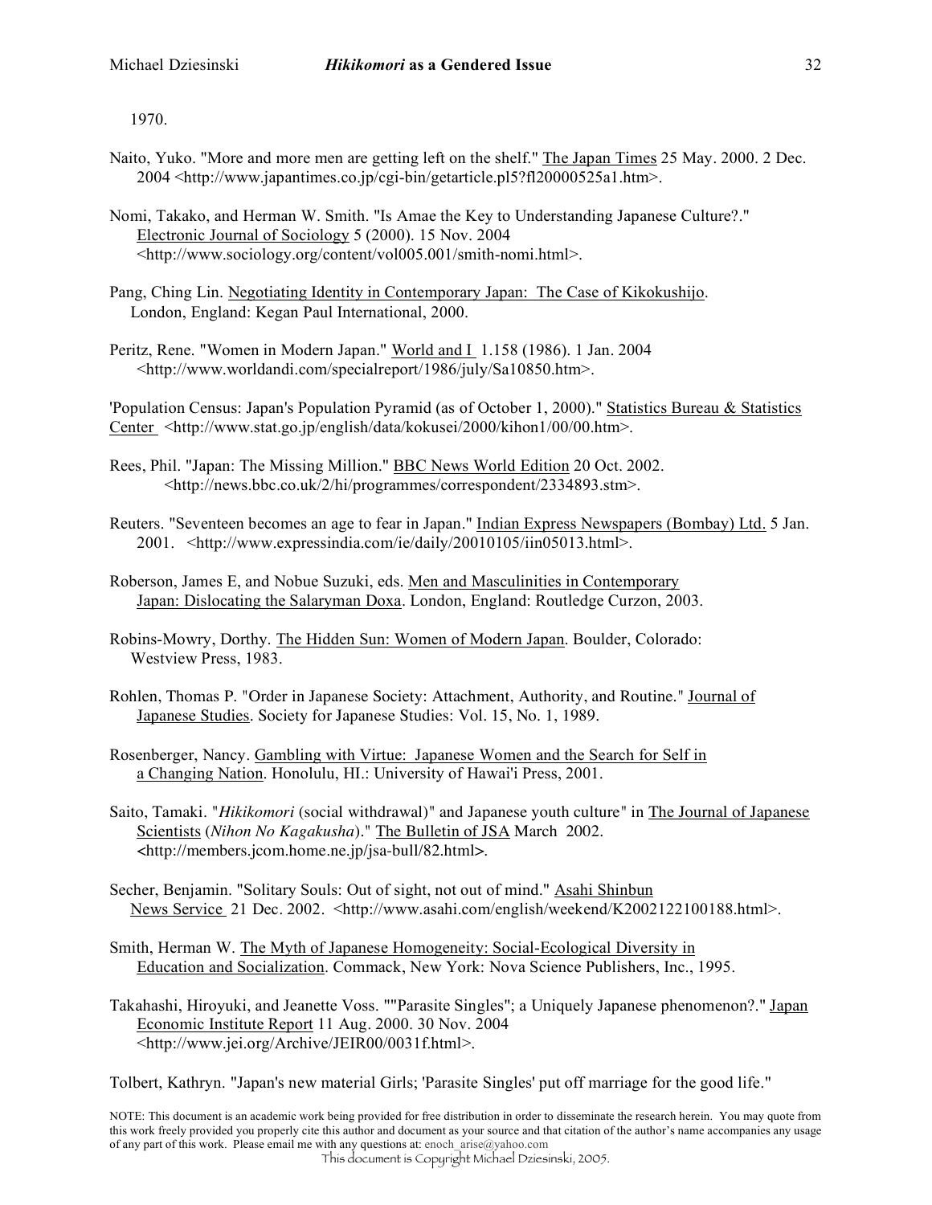1970.

Naito, Yuko. "More and more men are getting left on the shelf." The Japan Times 25 May. 2000. 2 Dec. 2004 <http://www.japantimes.co.jp/cgi-bin/getarticle.pl5?fl20000525a1.htm>.

Nomi, Takako, and Herman W. Smith. "Is Amae the Key to Understanding Japanese Culture?." Electronic Journal of Sociology 5 (2000). 15 Nov. 2004 <http://www.sociology.org/content/vol005.001/smith-nomi.html>.

Pang, Ching Lin. Negotiating Identity in Contemporary Japan: The Case of Kikokushijo. London, England: Kegan Paul International, 2000.

Peritz, Rene. "Women in Modern Japan." World and I 1.158 (1986). 1 Jan. 2004 <http://www.worldandi.com/specialreport/1986/july/Sa10850.htm>.

'Population Census: Japan's Population Pyramid (as of October 1, 2000)." Statistics Bureau & Statistics Center <http://www.stat.go.jp/english/data/kokusei/2000/kihon1/00/00.htm>.

Rees, Phil. "Japan: The Missing Million." BBC News World Edition 20 Oct. 2002. <http://news.bbc.co.uk/2/hi/programmes/correspondent/2334893.stm>.

Reuters. "Seventeen becomes an age to fear in Japan." Indian Express Newspapers (Bombay) Ltd. 5 Jan. 2001. <http://www.expressindia.com/ie/daily/20010105/iin05013.html>.

Roberson, James E, and Nobue Suzuki, eds. Men and Masculinities in Contemporary Japan: Dislocating the Salaryman Doxa. London, England: Routledge Curzon, 2003.

Robins-Mowry, Dorthy. The Hidden Sun: Women of Modern Japan. Boulder, Colorado: Westview Press, 1983.

Rohlen, Thomas P. "Order in Japanese Society: Attachment, Authority, and Routine." Journal of Japanese Studies. Society for Japanese Studies: Vol. 15, No. 1, 1989.

Rosenberger, Nancy. Gambling with Virtue: Japanese Women and the Search for Self in a Changing Nation. Honolulu, HI.: University of Hawai'i Press, 2001.

Saito, Tamaki. "*Hikikomori* (social withdrawal)" and Japanese youth culture" in The Journal of Japanese Scientists (*Nihon No Kagakusha*)." The Bulletin of JSA March 2002. <http://members.jcom.home.ne.jp/jsa-bull/82.html>.

Secher, Benjamin. "Solitary Souls: Out of sight, not out of mind." Asahi Shinbun News Service 21 Dec. 2002. <http://www.asahi.com/english/weekend/K2002122100188.html>.

Smith, Herman W. The Myth of Japanese Homogeneity: Social-Ecological Diversity in Education and Socialization. Commack, New York: Nova Science Publishers, Inc., 1995.

Takahashi, Hiroyuki, and Jeanette Voss. ""Parasite Singles"; a Uniquely Japanese phenomenon?." Japan Economic Institute Report 11 Aug. 2000. 30 Nov. 2004 <http://www.jei.org/Archive/JEIR00/0031f.html>.

Tolbert, Kathryn. "Japan's new material Girls; 'Parasite Singles' put off marriage for the good life."

NOTE: This document is an academic work being provided for free distribution in order to disseminate the research herein. You may quote from this work freely provided you properly cite this author and document as your source and that citation of the author's name accompanies any usage of any part of this work. Please email me with any questions at: enoch_arise@yahoo.com

This document is Copyright Michael Dziesinski, 2005.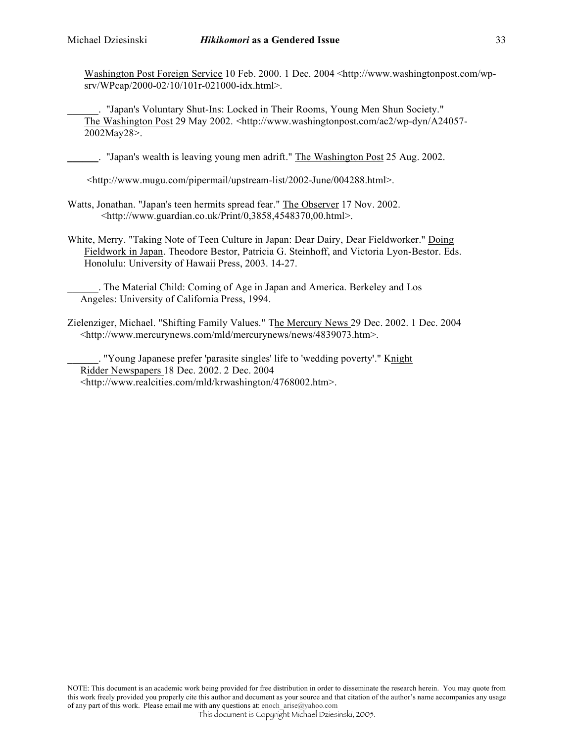Washington Post Foreign Service 10 Feb. 2000. 1 Dec. 2004 <http://www.washingtonpost.com/wp-srv/WPcap/2000-02/10/101r-021000-idx.html>.

______. "Japan's Voluntary Shut-Ins: Locked in Their Rooms, Young Men Shun Society." The Washington Post 29 May 2002. <http://www.washingtonpost.com/ac2/wp-dyn/A24057-2002May28>.

______. "Japan's wealth is leaving young men adrift." The Washington Post 25 Aug. 2002.

<http://www.mugu.com/pipermail/upstream-list/2002-June/004288.html>.

Watts, Jonathan. "Japan's teen hermits spread fear." The Observer 17 Nov. 2002. <http://www.guardian.co.uk/Print/0,3858,4548370,00.html>.

White, Merry. "Taking Note of Teen Culture in Japan: Dear Dairy, Dear Fieldworker." Doing Fieldwork in Japan. Theodore Bestor, Patricia G. Steinhoff, and Victoria Lyon-Bestor. Eds. Honolulu: University of Hawaii Press, 2003. 14-27.

______. The Material Child: Coming of Age in Japan and America. Berkeley and Los Angeles: University of California Press, 1994.

Zielenziger, Michael. "Shifting Family Values." The Mercury News 29 Dec. 2002. 1 Dec. 2004 <http://www.mercurynews.com/mld/mercurynews/news/4839073.htm>.

______. "Young Japanese prefer 'parasite singles' life to 'wedding poverty'." Knight Ridder Newspapers 18 Dec. 2002. 2 Dec. 2004 <http://www.realcities.com/mld/krwashington/4768002.htm>.

NOTE: This document is an academic work being provided for free distribution in order to disseminate the research herein. You may quote from this work freely provided you properly cite this author and document as your source and that citation of the author's name accompanies any usage of any part of this work. Please email me with any questions at: enoch_arise@yahoo.com

This document is Copyright Michael Dziesinski, 2005.